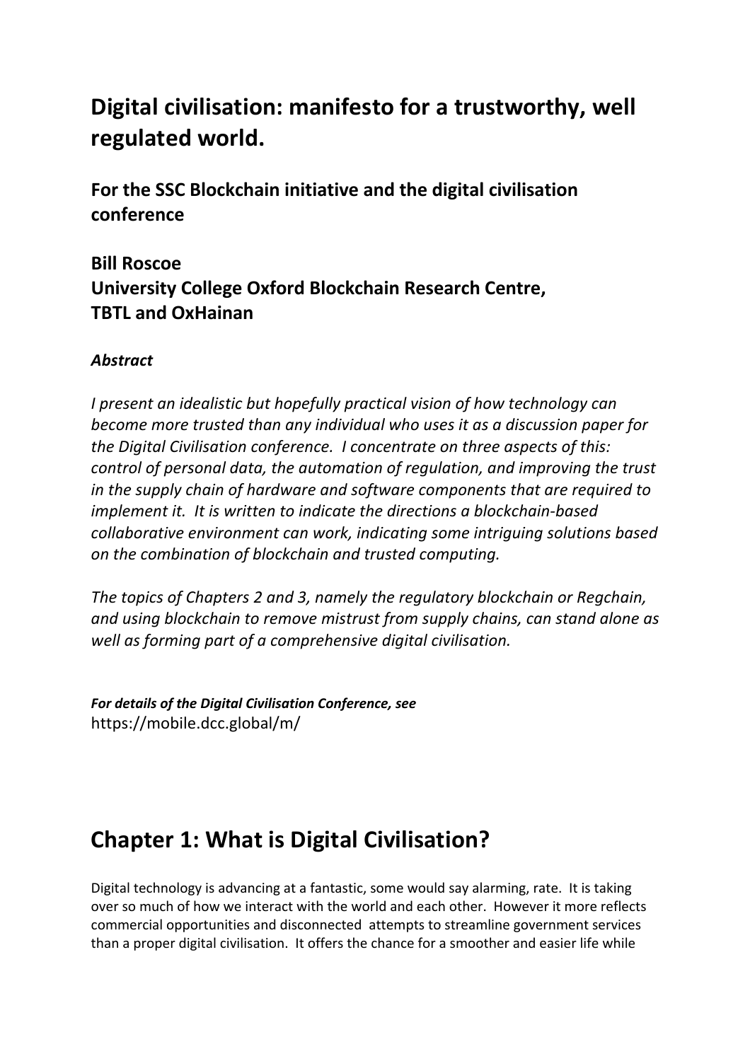# Digital civilisation: manifesto for a trustworthy, well regulated world.

## For the SSC Blockchain initiative and the digital civilisation conference

**Bill Roscoe**
**University College Oxford Blockchain Research Centre, TBTL and OxHainan**

***Abstract***

*I present an idealistic but hopefully practical vision of how technology can become more trusted than any individual who uses it as a discussion paper for the Digital Civilisation conference. I concentrate on three aspects of this: control of personal data, the automation of regulation, and improving the trust in the supply chain of hardware and software components that are required to implement it. It is written to indicate the directions a blockchain-based collaborative environment can work, indicating some intriguing solutions based on the combination of blockchain and trusted computing.*

*The topics of Chapters 2 and 3, namely the regulatory blockchain or Regchain, and using blockchain to remove mistrust from supply chains, can stand alone as well as forming part of a comprehensive digital civilisation.*

***For details of the Digital Civilisation Conference, see***
https://mobile.dcc.global/m/

# Chapter 1: What is Digital Civilisation?

Digital technology is advancing at a fantastic, some would say alarming, rate. It is taking over so much of how we interact with the world and each other. However it more reflects commercial opportunities and disconnected attempts to streamline government services than a proper digital civilisation. It offers the chance for a smoother and easier life while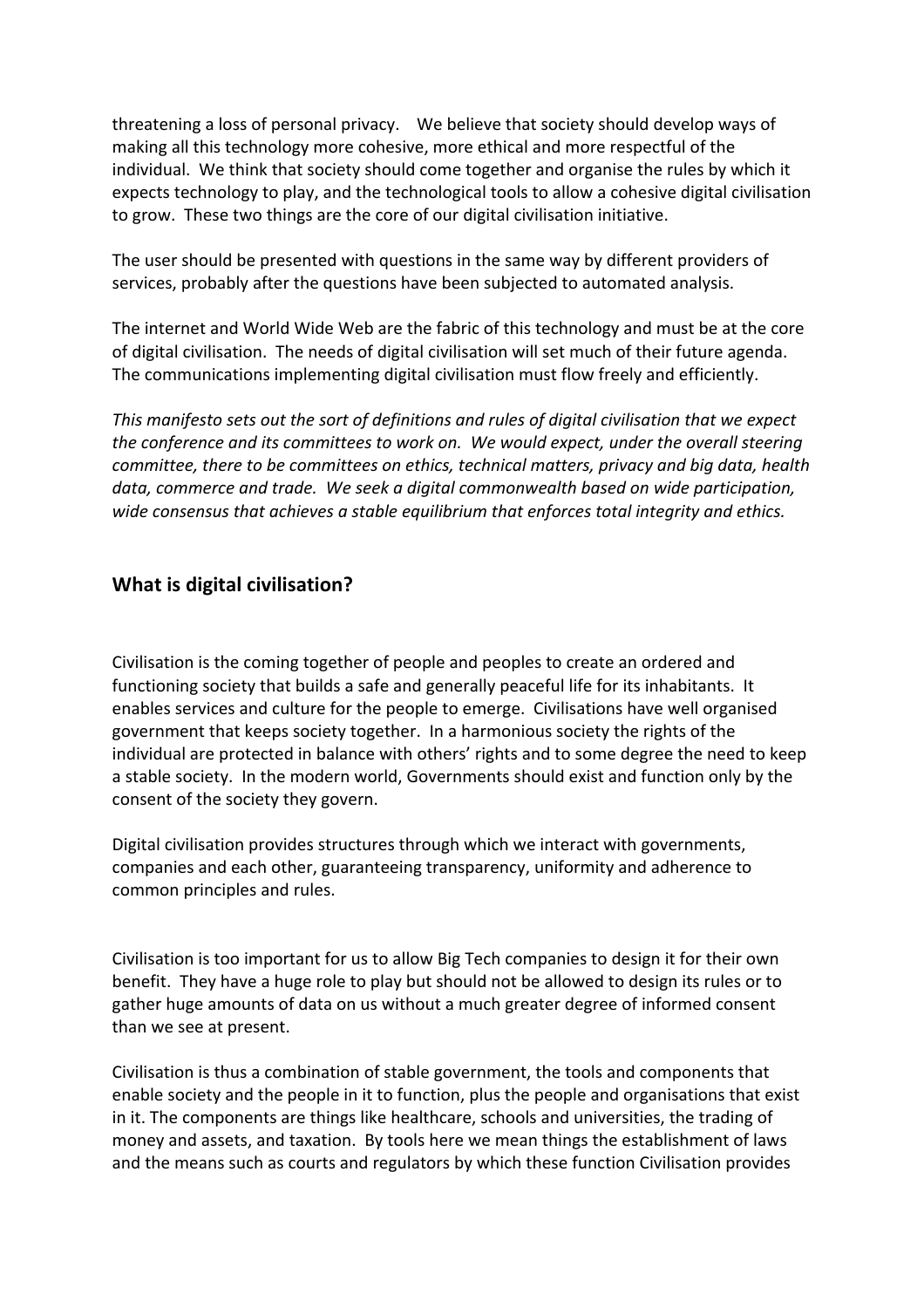threatening a loss of personal privacy. We believe that society should develop ways of making all this technology more cohesive, more ethical and more respectful of the individual. We think that society should come together and organise the rules by which it expects technology to play, and the technological tools to allow a cohesive digital civilisation to grow. These two things are the core of our digital civilisation initiative.

The user should be presented with questions in the same way by different providers of services, probably after the questions have been subjected to automated analysis.

The internet and World Wide Web are the fabric of this technology and must be at the core of digital civilisation. The needs of digital civilisation will set much of their future agenda. The communications implementing digital civilisation must flow freely and efficiently.

*This manifesto sets out the sort of definitions and rules of digital civilisation that we expect the conference and its committees to work on. We would expect, under the overall steering committee, there to be committees on ethics, technical matters, privacy and big data, health data, commerce and trade. We seek a digital commonwealth based on wide participation, wide consensus that achieves a stable equilibrium that enforces total integrity and ethics.*

## What is digital civilisation?

Civilisation is the coming together of people and peoples to create an ordered and functioning society that builds a safe and generally peaceful life for its inhabitants. It enables services and culture for the people to emerge. Civilisations have well organised government that keeps society together. In a harmonious society the rights of the individual are protected in balance with others' rights and to some degree the need to keep a stable society. In the modern world, Governments should exist and function only by the consent of the society they govern.

Digital civilisation provides structures through which we interact with governments, companies and each other, guaranteeing transparency, uniformity and adherence to common principles and rules.

Civilisation is too important for us to allow Big Tech companies to design it for their own benefit. They have a huge role to play but should not be allowed to design its rules or to gather huge amounts of data on us without a much greater degree of informed consent than we see at present.

Civilisation is thus a combination of stable government, the tools and components that enable society and the people in it to function, plus the people and organisations that exist in it. The components are things like healthcare, schools and universities, the trading of money and assets, and taxation. By tools here we mean things the establishment of laws and the means such as courts and regulators by which these function Civilisation provides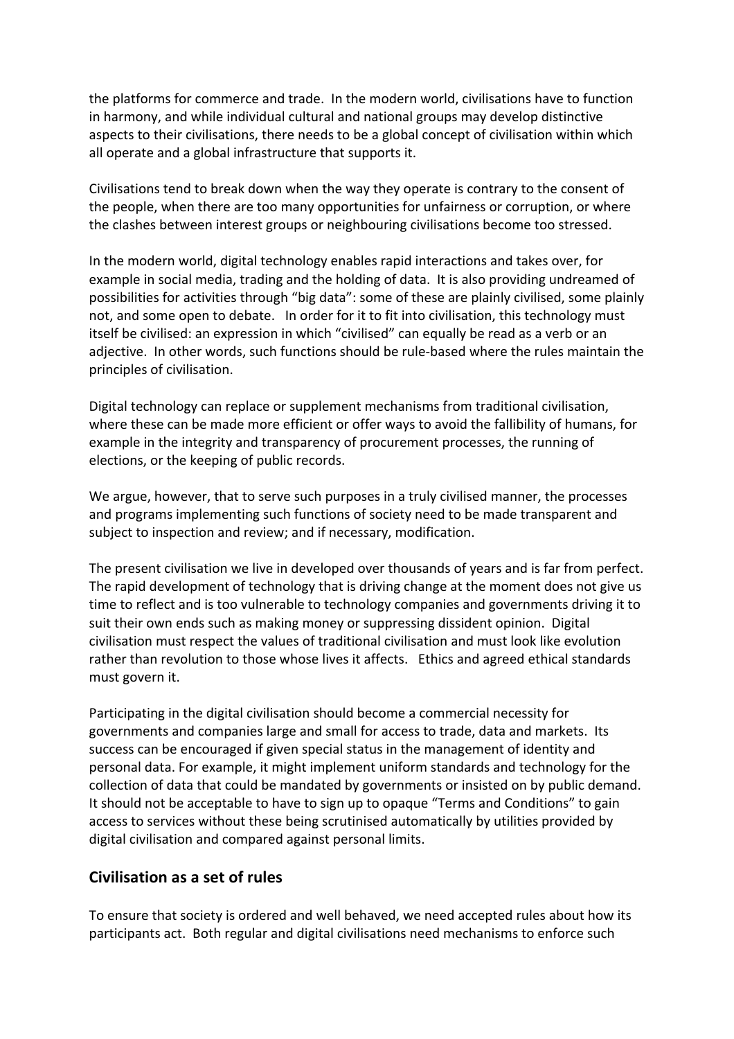the platforms for commerce and trade. In the modern world, civilisations have to function in harmony, and while individual cultural and national groups may develop distinctive aspects to their civilisations, there needs to be a global concept of civilisation within which all operate and a global infrastructure that supports it.

Civilisations tend to break down when the way they operate is contrary to the consent of the people, when there are too many opportunities for unfairness or corruption, or where the clashes between interest groups or neighbouring civilisations become too stressed.

In the modern world, digital technology enables rapid interactions and takes over, for example in social media, trading and the holding of data. It is also providing undreamed of possibilities for activities through "big data": some of these are plainly civilised, some plainly not, and some open to debate. In order for it to fit into civilisation, this technology must itself be civilised: an expression in which "civilised" can equally be read as a verb or an adjective. In other words, such functions should be rule-based where the rules maintain the principles of civilisation.

Digital technology can replace or supplement mechanisms from traditional civilisation, where these can be made more efficient or offer ways to avoid the fallibility of humans, for example in the integrity and transparency of procurement processes, the running of elections, or the keeping of public records.

We argue, however, that to serve such purposes in a truly civilised manner, the processes and programs implementing such functions of society need to be made transparent and subject to inspection and review; and if necessary, modification.

The present civilisation we live in developed over thousands of years and is far from perfect. The rapid development of technology that is driving change at the moment does not give us time to reflect and is too vulnerable to technology companies and governments driving it to suit their own ends such as making money or suppressing dissident opinion. Digital civilisation must respect the values of traditional civilisation and must look like evolution rather than revolution to those whose lives it affects. Ethics and agreed ethical standards must govern it.

Participating in the digital civilisation should become a commercial necessity for governments and companies large and small for access to trade, data and markets. Its success can be encouraged if given special status in the management of identity and personal data. For example, it might implement uniform standards and technology for the collection of data that could be mandated by governments or insisted on by public demand. It should not be acceptable to have to sign up to opaque "Terms and Conditions" to gain access to services without these being scrutinised automatically by utilities provided by digital civilisation and compared against personal limits.

## Civilisation as a set of rules

To ensure that society is ordered and well behaved, we need accepted rules about how its participants act. Both regular and digital civilisations need mechanisms to enforce such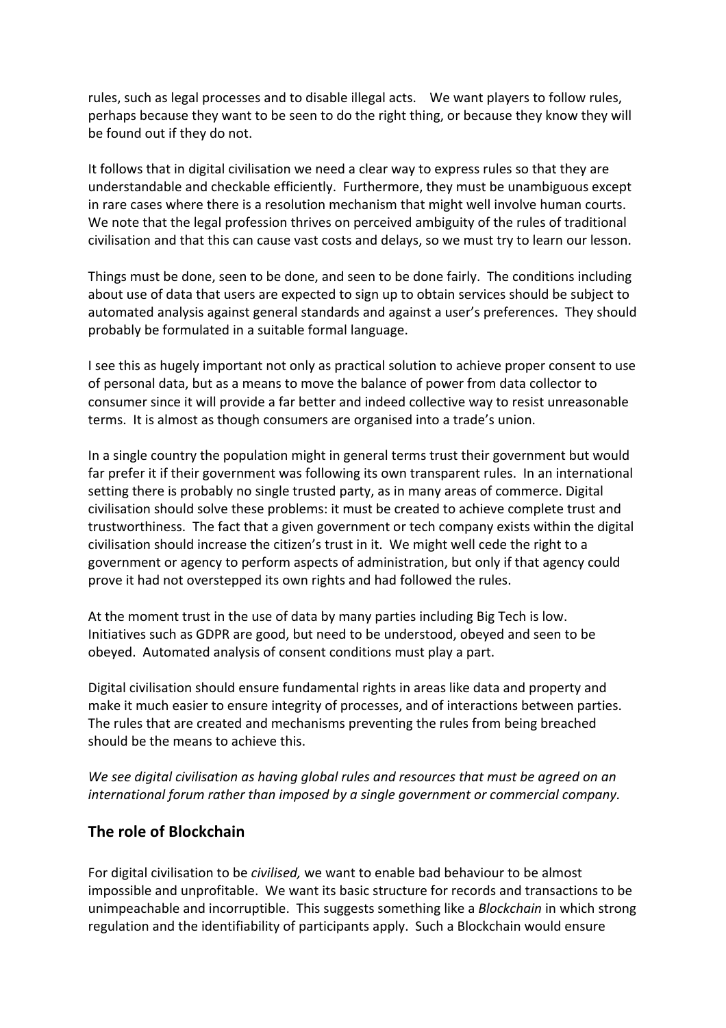rules, such as legal processes and to disable illegal acts. We want players to follow rules, perhaps because they want to be seen to do the right thing, or because they know they will be found out if they do not.

It follows that in digital civilisation we need a clear way to express rules so that they are understandable and checkable efficiently. Furthermore, they must be unambiguous except in rare cases where there is a resolution mechanism that might well involve human courts. We note that the legal profession thrives on perceived ambiguity of the rules of traditional civilisation and that this can cause vast costs and delays, so we must try to learn our lesson.

Things must be done, seen to be done, and seen to be done fairly. The conditions including about use of data that users are expected to sign up to obtain services should be subject to automated analysis against general standards and against a user's preferences. They should probably be formulated in a suitable formal language.

I see this as hugely important not only as practical solution to achieve proper consent to use of personal data, but as a means to move the balance of power from data collector to consumer since it will provide a far better and indeed collective way to resist unreasonable terms. It is almost as though consumers are organised into a trade's union.

In a single country the population might in general terms trust their government but would far prefer it if their government was following its own transparent rules. In an international setting there is probably no single trusted party, as in many areas of commerce. Digital civilisation should solve these problems: it must be created to achieve complete trust and trustworthiness. The fact that a given government or tech company exists within the digital civilisation should increase the citizen's trust in it. We might well cede the right to a government or agency to perform aspects of administration, but only if that agency could prove it had not overstepped its own rights and had followed the rules.

At the moment trust in the use of data by many parties including Big Tech is low. Initiatives such as GDPR are good, but need to be understood, obeyed and seen to be obeyed. Automated analysis of consent conditions must play a part.

Digital civilisation should ensure fundamental rights in areas like data and property and make it much easier to ensure integrity of processes, and of interactions between parties. The rules that are created and mechanisms preventing the rules from being breached should be the means to achieve this.

*We see digital civilisation as having global rules and resources that must be agreed on an international forum rather than imposed by a single government or commercial company.*

## The role of Blockchain

For digital civilisation to be *civilised,* we want to enable bad behaviour to be almost impossible and unprofitable. We want its basic structure for records and transactions to be unimpeachable and incorruptible. This suggests something like a *Blockchain* in which strong regulation and the identifiability of participants apply. Such a Blockchain would ensure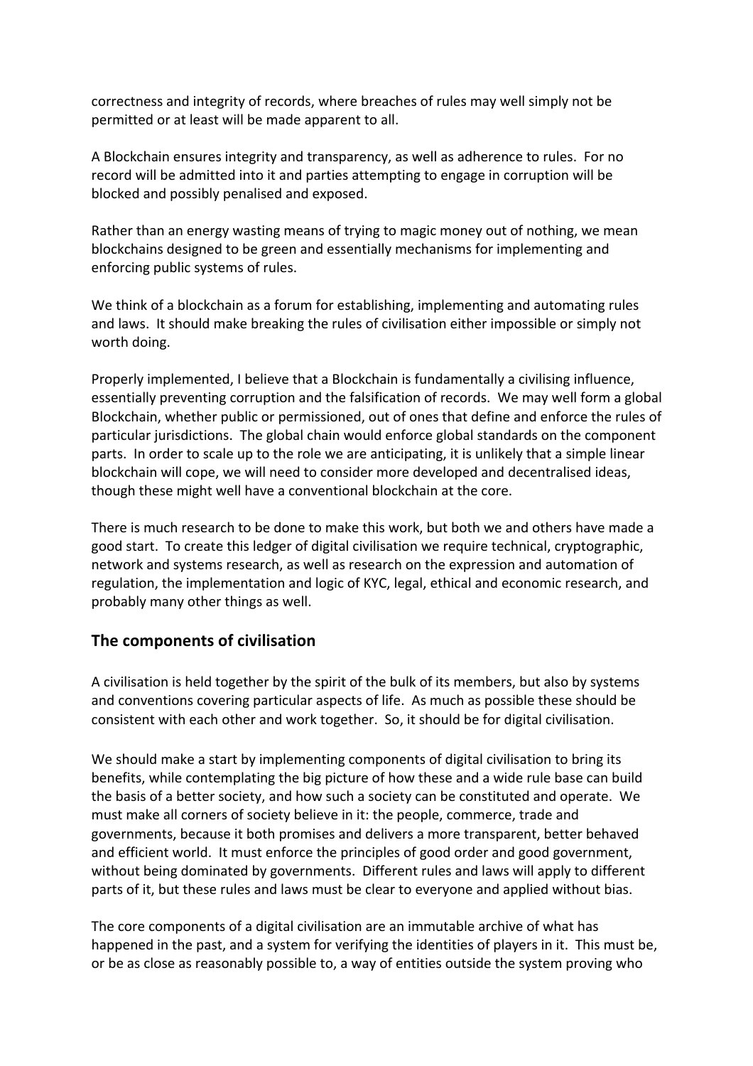correctness and integrity of records, where breaches of rules may well simply not be permitted or at least will be made apparent to all.

A Blockchain ensures integrity and transparency, as well as adherence to rules. For no record will be admitted into it and parties attempting to engage in corruption will be blocked and possibly penalised and exposed.

Rather than an energy wasting means of trying to magic money out of nothing, we mean blockchains designed to be green and essentially mechanisms for implementing and enforcing public systems of rules.

We think of a blockchain as a forum for establishing, implementing and automating rules and laws. It should make breaking the rules of civilisation either impossible or simply not worth doing.

Properly implemented, I believe that a Blockchain is fundamentally a civilising influence, essentially preventing corruption and the falsification of records. We may well form a global Blockchain, whether public or permissioned, out of ones that define and enforce the rules of particular jurisdictions. The global chain would enforce global standards on the component parts. In order to scale up to the role we are anticipating, it is unlikely that a simple linear blockchain will cope, we will need to consider more developed and decentralised ideas, though these might well have a conventional blockchain at the core.

There is much research to be done to make this work, but both we and others have made a good start. To create this ledger of digital civilisation we require technical, cryptographic, network and systems research, as well as research on the expression and automation of regulation, the implementation and logic of KYC, legal, ethical and economic research, and probably many other things as well.

## The components of civilisation

A civilisation is held together by the spirit of the bulk of its members, but also by systems and conventions covering particular aspects of life. As much as possible these should be consistent with each other and work together. So, it should be for digital civilisation.

We should make a start by implementing components of digital civilisation to bring its benefits, while contemplating the big picture of how these and a wide rule base can build the basis of a better society, and how such a society can be constituted and operate. We must make all corners of society believe in it: the people, commerce, trade and governments, because it both promises and delivers a more transparent, better behaved and efficient world. It must enforce the principles of good order and good government, without being dominated by governments. Different rules and laws will apply to different parts of it, but these rules and laws must be clear to everyone and applied without bias.

The core components of a digital civilisation are an immutable archive of what has happened in the past, and a system for verifying the identities of players in it. This must be, or be as close as reasonably possible to, a way of entities outside the system proving who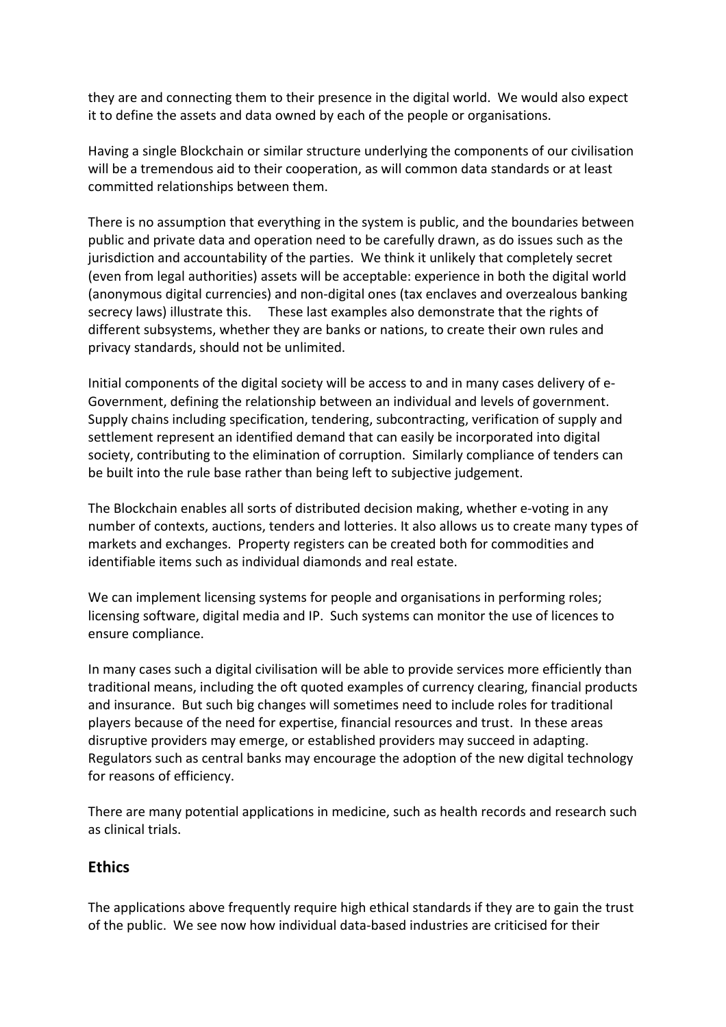they are and connecting them to their presence in the digital world. We would also expect it to define the assets and data owned by each of the people or organisations.

Having a single Blockchain or similar structure underlying the components of our civilisation will be a tremendous aid to their cooperation, as will common data standards or at least committed relationships between them.

There is no assumption that everything in the system is public, and the boundaries between public and private data and operation need to be carefully drawn, as do issues such as the jurisdiction and accountability of the parties. We think it unlikely that completely secret (even from legal authorities) assets will be acceptable: experience in both the digital world (anonymous digital currencies) and non-digital ones (tax enclaves and overzealous banking secrecy laws) illustrate this. These last examples also demonstrate that the rights of different subsystems, whether they are banks or nations, to create their own rules and privacy standards, should not be unlimited.

Initial components of the digital society will be access to and in many cases delivery of e-Government, defining the relationship between an individual and levels of government. Supply chains including specification, tendering, subcontracting, verification of supply and settlement represent an identified demand that can easily be incorporated into digital society, contributing to the elimination of corruption. Similarly compliance of tenders can be built into the rule base rather than being left to subjective judgement.

The Blockchain enables all sorts of distributed decision making, whether e-voting in any number of contexts, auctions, tenders and lotteries. It also allows us to create many types of markets and exchanges. Property registers can be created both for commodities and identifiable items such as individual diamonds and real estate.

We can implement licensing systems for people and organisations in performing roles; licensing software, digital media and IP. Such systems can monitor the use of licences to ensure compliance.

In many cases such a digital civilisation will be able to provide services more efficiently than traditional means, including the oft quoted examples of currency clearing, financial products and insurance. But such big changes will sometimes need to include roles for traditional players because of the need for expertise, financial resources and trust. In these areas disruptive providers may emerge, or established providers may succeed in adapting. Regulators such as central banks may encourage the adoption of the new digital technology for reasons of efficiency.

There are many potential applications in medicine, such as health records and research such as clinical trials.

## Ethics

The applications above frequently require high ethical standards if they are to gain the trust of the public. We see now how individual data-based industries are criticised for their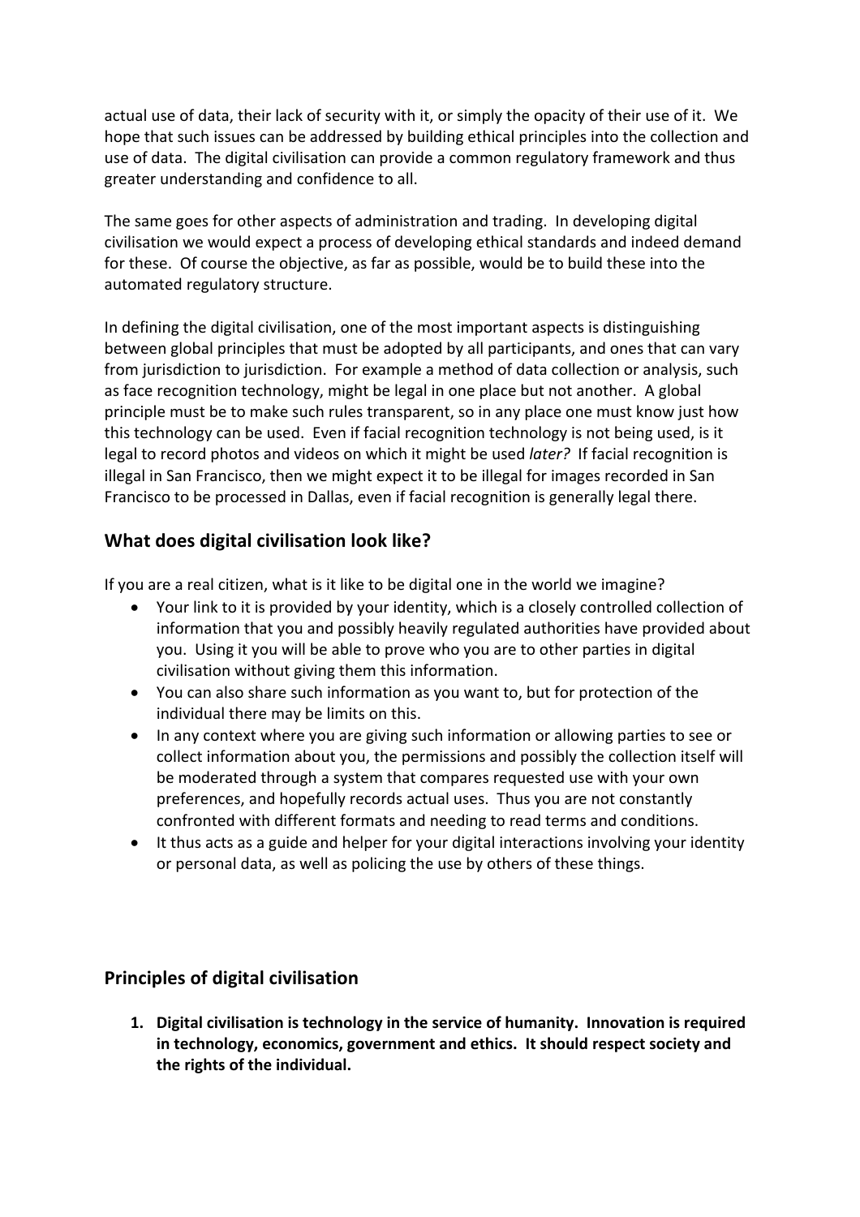actual use of data, their lack of security with it, or simply the opacity of their use of it. We hope that such issues can be addressed by building ethical principles into the collection and use of data. The digital civilisation can provide a common regulatory framework and thus greater understanding and confidence to all.

The same goes for other aspects of administration and trading. In developing digital civilisation we would expect a process of developing ethical standards and indeed demand for these. Of course the objective, as far as possible, would be to build these into the automated regulatory structure.

In defining the digital civilisation, one of the most important aspects is distinguishing between global principles that must be adopted by all participants, and ones that can vary from jurisdiction to jurisdiction. For example a method of data collection or analysis, such as face recognition technology, might be legal in one place but not another. A global principle must be to make such rules transparent, so in any place one must know just how this technology can be used. Even if facial recognition technology is not being used, is it legal to record photos and videos on which it might be used *later?* If facial recognition is illegal in San Francisco, then we might expect it to be illegal for images recorded in San Francisco to be processed in Dallas, even if facial recognition is generally legal there.

## What does digital civilisation look like?

If you are a real citizen, what is it like to be digital one in the world we imagine?

- Your link to it is provided by your identity, which is a closely controlled collection of information that you and possibly heavily regulated authorities have provided about you. Using it you will be able to prove who you are to other parties in digital civilisation without giving them this information.
- You can also share such information as you want to, but for protection of the individual there may be limits on this.
- In any context where you are giving such information or allowing parties to see or collect information about you, the permissions and possibly the collection itself will be moderated through a system that compares requested use with your own preferences, and hopefully records actual uses. Thus you are not constantly confronted with different formats and needing to read terms and conditions.
- It thus acts as a guide and helper for your digital interactions involving your identity or personal data, as well as policing the use by others of these things.

## Principles of digital civilisation

1. **Digital civilisation is technology in the service of humanity. Innovation is required in technology, economics, government and ethics. It should respect society and the rights of the individual.**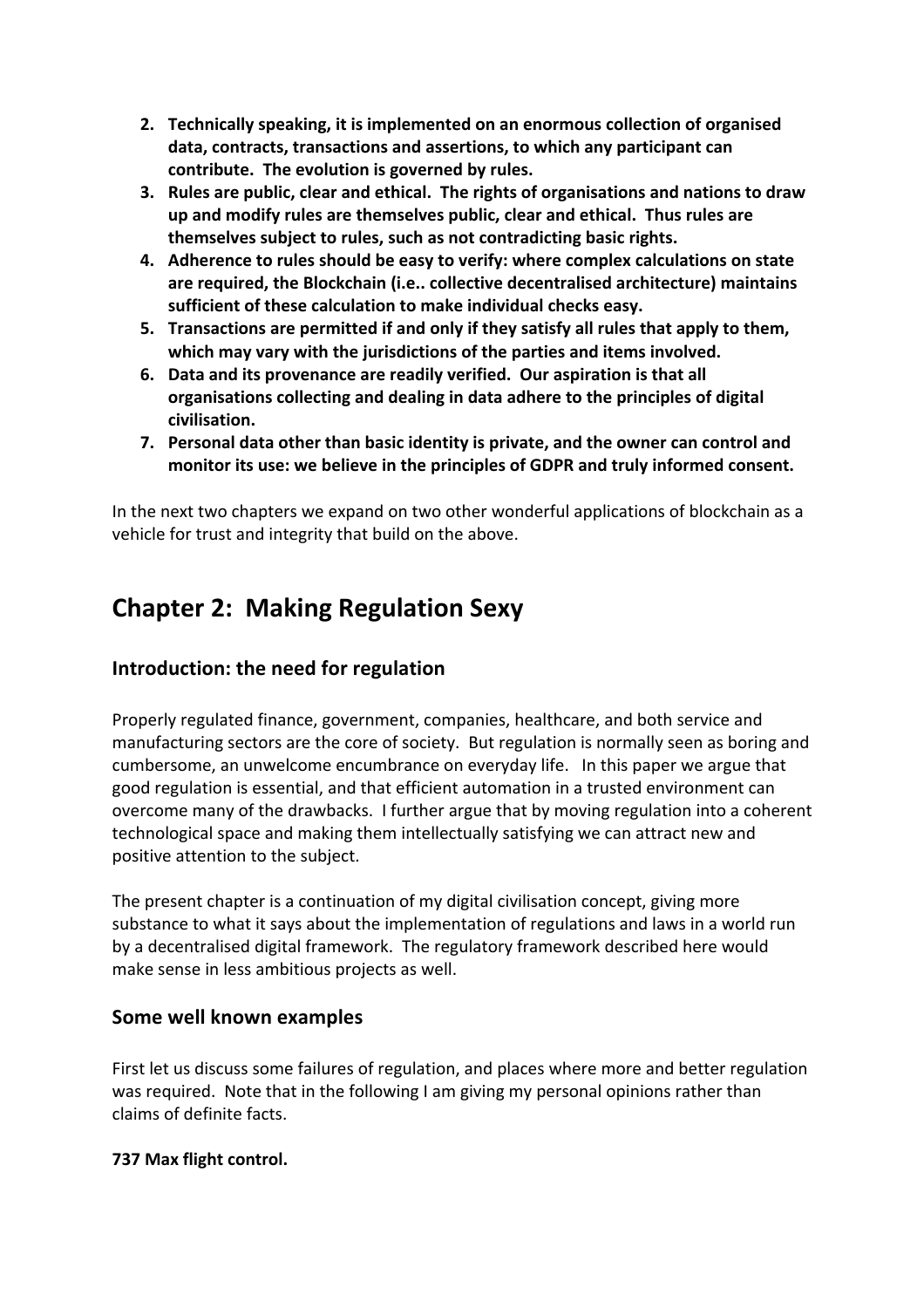2. **Technically speaking, it is implemented on an enormous collection of organised data, contracts, transactions and assertions, to which any participant can contribute. The evolution is governed by rules.**
3. **Rules are public, clear and ethical. The rights of organisations and nations to draw up and modify rules are themselves public, clear and ethical. Thus rules are themselves subject to rules, such as not contradicting basic rights.**
4. **Adherence to rules should be easy to verify: where complex calculations on state are required, the Blockchain (i.e.. collective decentralised architecture) maintains sufficient of these calculation to make individual checks easy.**
5. **Transactions are permitted if and only if they satisfy all rules that apply to them, which may vary with the jurisdictions of the parties and items involved.**
6. **Data and its provenance are readily verified. Our aspiration is that all organisations collecting and dealing in data adhere to the principles of digital civilisation.**
7. **Personal data other than basic identity is private, and the owner can control and monitor its use: we believe in the principles of GDPR and truly informed consent.**

In the next two chapters we expand on two other wonderful applications of blockchain as a vehicle for trust and integrity that build on the above.

# Chapter 2: Making Regulation Sexy

## Introduction: the need for regulation

Properly regulated finance, government, companies, healthcare, and both service and manufacturing sectors are the core of society. But regulation is normally seen as boring and cumbersome, an unwelcome encumbrance on everyday life. In this paper we argue that good regulation is essential, and that efficient automation in a trusted environment can overcome many of the drawbacks. I further argue that by moving regulation into a coherent technological space and making them intellectually satisfying we can attract new and positive attention to the subject.

The present chapter is a continuation of my digital civilisation concept, giving more substance to what it says about the implementation of regulations and laws in a world run by a decentralised digital framework. The regulatory framework described here would make sense in less ambitious projects as well.

## Some well known examples

First let us discuss some failures of regulation, and places where more and better regulation was required. Note that in the following I am giving my personal opinions rather than claims of definite facts.

**737 Max flight control.**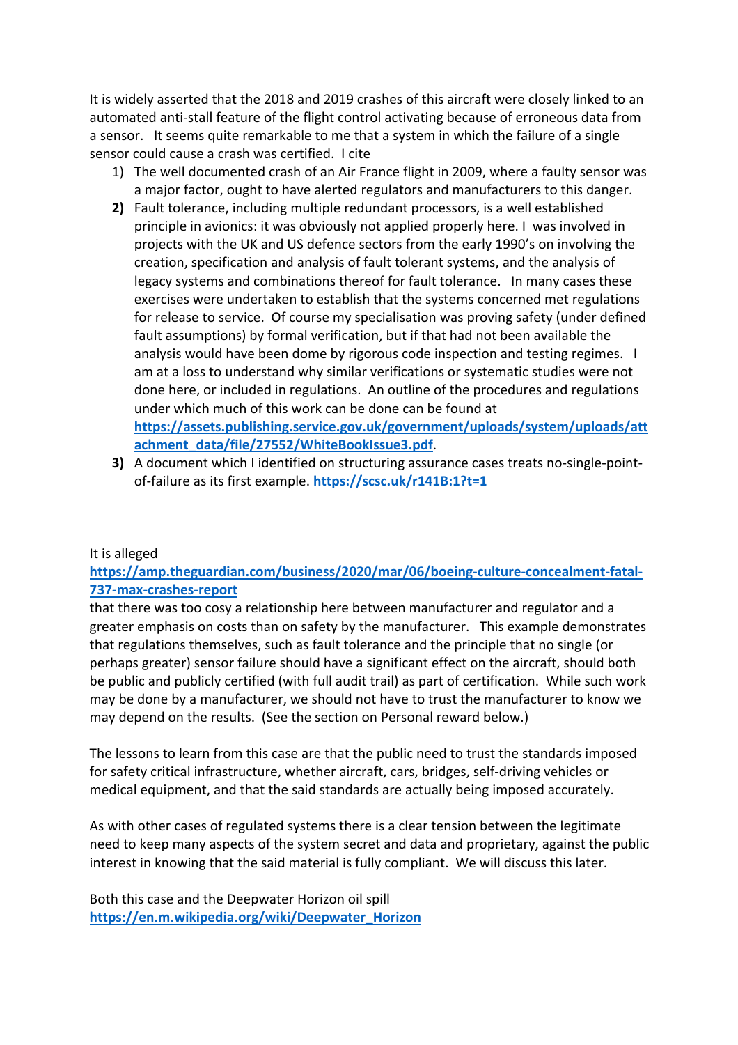It is widely asserted that the 2018 and 2019 crashes of this aircraft were closely linked to an automated anti-stall feature of the flight control activating because of erroneous data from a sensor. It seems quite remarkable to me that a system in which the failure of a single sensor could cause a crash was certified. I cite

1) The well documented crash of an Air France flight in 2009, where a faulty sensor was a major factor, ought to have alerted regulators and manufacturers to this danger.
2) Fault tolerance, including multiple redundant processors, is a well established principle in avionics: it was obviously not applied properly here. I was involved in projects with the UK and US defence sectors from the early 1990's on involving the creation, specification and analysis of fault tolerant systems, and the analysis of legacy systems and combinations thereof for fault tolerance. In many cases these exercises were undertaken to establish that the systems concerned met regulations for release to service. Of course my specialisation was proving safety (under defined fault assumptions) by formal verification, but if that had not been available the analysis would have been dome by rigorous code inspection and testing regimes. I am at a loss to understand why similar verifications or systematic studies were not done here, or included in regulations. An outline of the procedures and regulations under which much of this work can be done can be found at **https://assets.publishing.service.gov.uk/government/uploads/system/uploads/attachment_data/file/27552/WhiteBookIssue3.pdf**.
3) A document which I identified on structuring assurance cases treats no-single-point-of-failure as its first example. **https://scsc.uk/r141B:1?t=1**

It is alleged **https://amp.theguardian.com/business/2020/mar/06/boeing-culture-concealment-fatal-737-max-crashes-report** that there was too cosy a relationship here between manufacturer and regulator and a greater emphasis on costs than on safety by the manufacturer. This example demonstrates that regulations themselves, such as fault tolerance and the principle that no single (or perhaps greater) sensor failure should have a significant effect on the aircraft, should both be public and publicly certified (with full audit trail) as part of certification. While such work may be done by a manufacturer, we should not have to trust the manufacturer to know we may depend on the results. (See the section on Personal reward below.)

The lessons to learn from this case are that the public need to trust the standards imposed for safety critical infrastructure, whether aircraft, cars, bridges, self-driving vehicles or medical equipment, and that the said standards are actually being imposed accurately.

As with other cases of regulated systems there is a clear tension between the legitimate need to keep many aspects of the system secret and data and proprietary, against the public interest in knowing that the said material is fully compliant. We will discuss this later.

Both this case and the Deepwater Horizon oil spill **https://en.m.wikipedia.org/wiki/Deepwater_Horizon**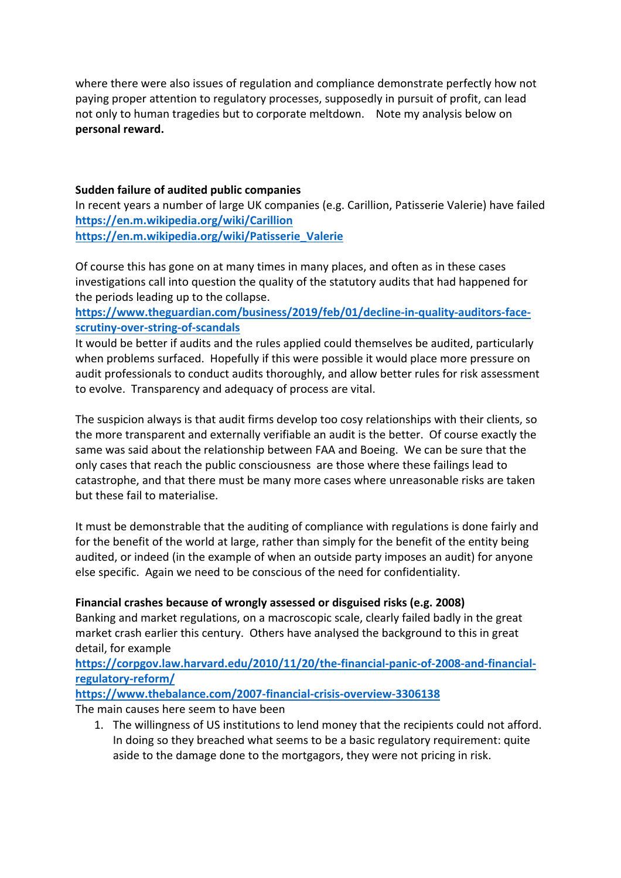where there were also issues of regulation and compliance demonstrate perfectly how not paying proper attention to regulatory processes, supposedly in pursuit of profit, can lead not only to human tragedies but to corporate meltdown. Note my analysis below on **personal reward.**

**Sudden failure of audited public companies**

In recent years a number of large UK companies (e.g. Carillion, Patisserie Valerie) have failed
**https://en.m.wikipedia.org/wiki/Carillion**
**https://en.m.wikipedia.org/wiki/Patisserie_Valerie**

Of course this has gone on at many times in many places, and often as in these cases investigations call into question the quality of the statutory audits that had happened for the periods leading up to the collapse.
**https://www.theguardian.com/business/2019/feb/01/decline-in-quality-auditors-face-scrutiny-over-string-of-scandals**
It would be better if audits and the rules applied could themselves be audited, particularly when problems surfaced. Hopefully if this were possible it would place more pressure on audit professionals to conduct audits thoroughly, and allow better rules for risk assessment to evolve. Transparency and adequacy of process are vital.

The suspicion always is that audit firms develop too cosy relationships with their clients, so the more transparent and externally verifiable an audit is the better. Of course exactly the same was said about the relationship between FAA and Boeing. We can be sure that the only cases that reach the public consciousness are those where these failings lead to catastrophe, and that there must be many more cases where unreasonable risks are taken but these fail to materialise.

It must be demonstrable that the auditing of compliance with regulations is done fairly and for the benefit of the world at large, rather than simply for the benefit of the entity being audited, or indeed (in the example of when an outside party imposes an audit) for anyone else specific. Again we need to be conscious of the need for confidentiality.

**Financial crashes because of wrongly assessed or disguised risks (e.g. 2008)**

Banking and market regulations, on a macroscopic scale, clearly failed badly in the great market crash earlier this century. Others have analysed the background to this in great detail, for example
**https://corpgov.law.harvard.edu/2010/11/20/the-financial-panic-of-2008-and-financial-regulatory-reform/**
**https://www.thebalance.com/2007-financial-crisis-overview-3306138**
The main causes here seem to have been

1. The willingness of US institutions to lend money that the recipients could not afford. In doing so they breached what seems to be a basic regulatory requirement: quite aside to the damage done to the mortgagors, they were not pricing in risk.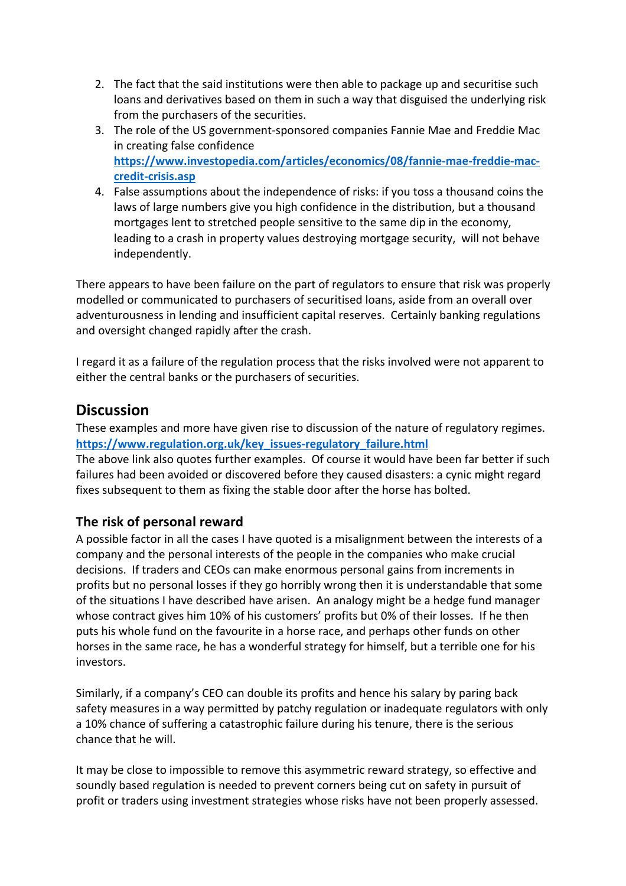2. The fact that the said institutions were then able to package up and securitise such loans and derivatives based on them in such a way that disguised the underlying risk from the purchasers of the securities.
3. The role of the US government-sponsored companies Fannie Mae and Freddie Mac in creating false confidence **https://www.investopedia.com/articles/economics/08/fannie-mae-freddie-mac-credit-crisis.asp**
4. False assumptions about the independence of risks: if you toss a thousand coins the laws of large numbers give you high confidence in the distribution, but a thousand mortgages lent to stretched people sensitive to the same dip in the economy, leading to a crash in property values destroying mortgage security, will not behave independently.

There appears to have been failure on the part of regulators to ensure that risk was properly modelled or communicated to purchasers of securitised loans, aside from an overall over adventurousness in lending and insufficient capital reserves. Certainly banking regulations and oversight changed rapidly after the crash.

I regard it as a failure of the regulation process that the risks involved were not apparent to either the central banks or the purchasers of securities.

## Discussion

These examples and more have given rise to discussion of the nature of regulatory regimes. **https://www.regulation.org.uk/key_issues-regulatory_failure.html**
The above link also quotes further examples. Of course it would have been far better if such failures had been avoided or discovered before they caused disasters: a cynic might regard fixes subsequent to them as fixing the stable door after the horse has bolted.

### The risk of personal reward

A possible factor in all the cases I have quoted is a misalignment between the interests of a company and the personal interests of the people in the companies who make crucial decisions. If traders and CEOs can make enormous personal gains from increments in profits but no personal losses if they go horribly wrong then it is understandable that some of the situations I have described have arisen. An analogy might be a hedge fund manager whose contract gives him 10% of his customers' profits but 0% of their losses. If he then puts his whole fund on the favourite in a horse race, and perhaps other funds on other horses in the same race, he has a wonderful strategy for himself, but a terrible one for his investors.

Similarly, if a company's CEO can double its profits and hence his salary by paring back safety measures in a way permitted by patchy regulation or inadequate regulators with only a 10% chance of suffering a catastrophic failure during his tenure, there is the serious chance that he will.

It may be close to impossible to remove this asymmetric reward strategy, so effective and soundly based regulation is needed to prevent corners being cut on safety in pursuit of profit or traders using investment strategies whose risks have not been properly assessed.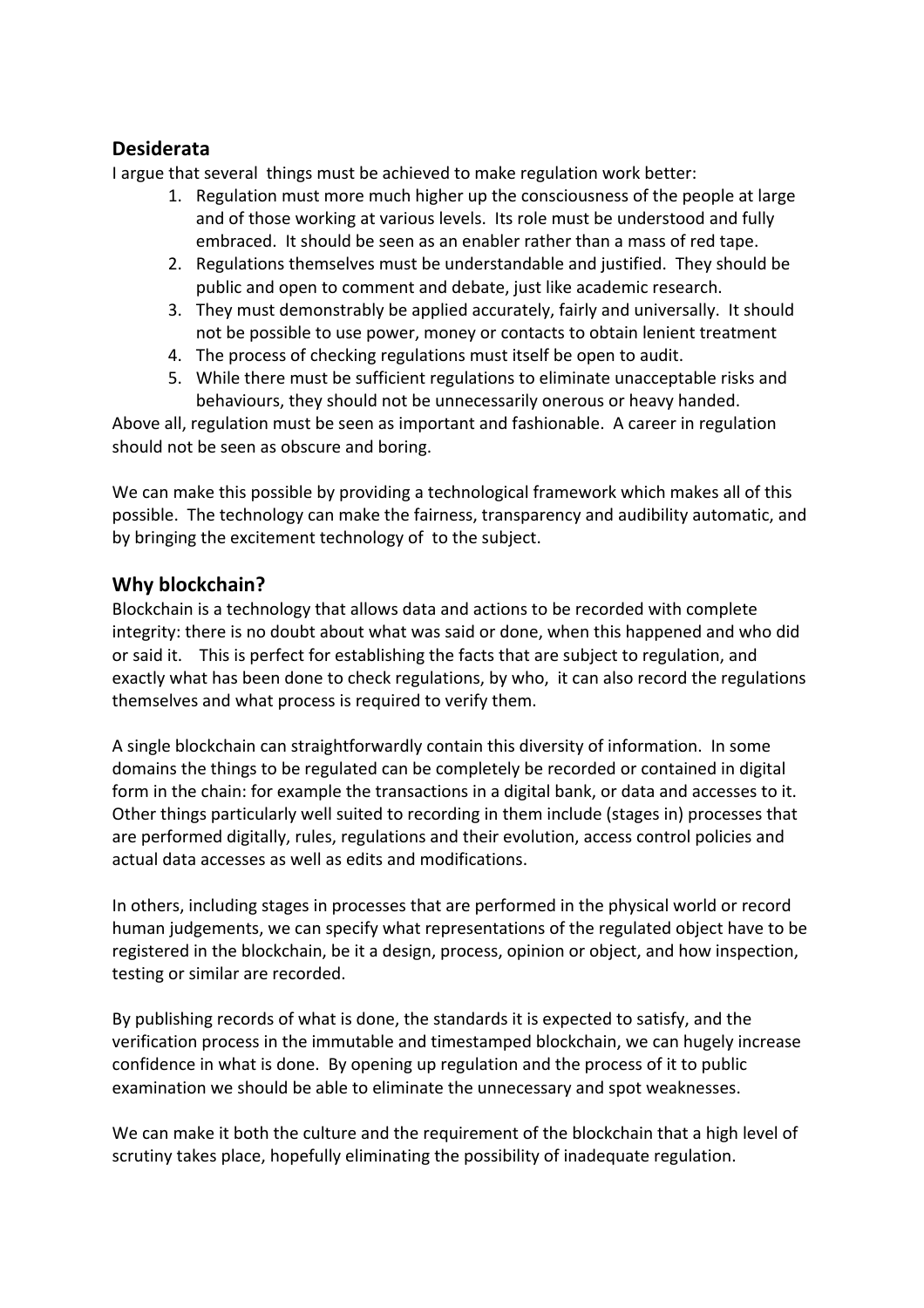## Desiderata

I argue that several things must be achieved to make regulation work better:

1. Regulation must more much higher up the consciousness of the people at large and of those working at various levels. Its role must be understood and fully embraced. It should be seen as an enabler rather than a mass of red tape.
2. Regulations themselves must be understandable and justified. They should be public and open to comment and debate, just like academic research.
3. They must demonstrably be applied accurately, fairly and universally. It should not be possible to use power, money or contacts to obtain lenient treatment
4. The process of checking regulations must itself be open to audit.
5. While there must be sufficient regulations to eliminate unacceptable risks and behaviours, they should not be unnecessarily onerous or heavy handed.

Above all, regulation must be seen as important and fashionable. A career in regulation should not be seen as obscure and boring.

We can make this possible by providing a technological framework which makes all of this possible. The technology can make the fairness, transparency and audibility automatic, and by bringing the excitement technology of to the subject.

## Why blockchain?

Blockchain is a technology that allows data and actions to be recorded with complete integrity: there is no doubt about what was said or done, when this happened and who did or said it. This is perfect for establishing the facts that are subject to regulation, and exactly what has been done to check regulations, by who, it can also record the regulations themselves and what process is required to verify them.

A single blockchain can straightforwardly contain this diversity of information. In some domains the things to be regulated can be completely be recorded or contained in digital form in the chain: for example the transactions in a digital bank, or data and accesses to it. Other things particularly well suited to recording in them include (stages in) processes that are performed digitally, rules, regulations and their evolution, access control policies and actual data accesses as well as edits and modifications.

In others, including stages in processes that are performed in the physical world or record human judgements, we can specify what representations of the regulated object have to be registered in the blockchain, be it a design, process, opinion or object, and how inspection, testing or similar are recorded.

By publishing records of what is done, the standards it is expected to satisfy, and the verification process in the immutable and timestamped blockchain, we can hugely increase confidence in what is done. By opening up regulation and the process of it to public examination we should be able to eliminate the unnecessary and spot weaknesses.

We can make it both the culture and the requirement of the blockchain that a high level of scrutiny takes place, hopefully eliminating the possibility of inadequate regulation.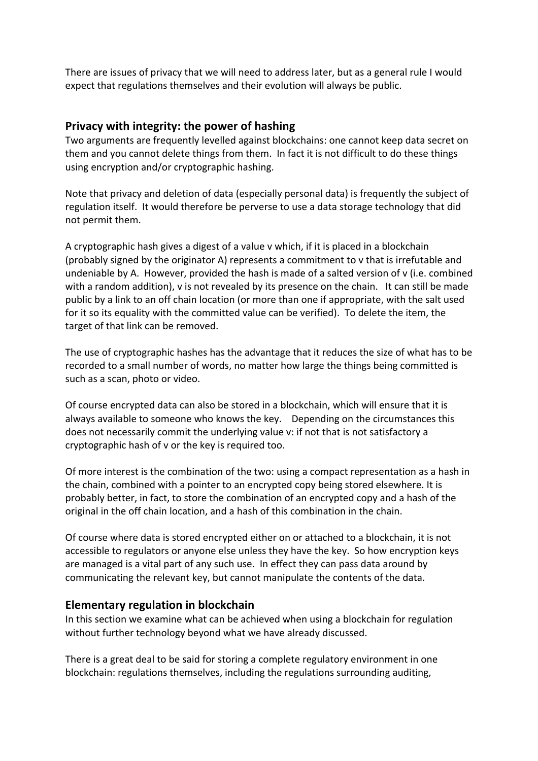There are issues of privacy that we will need to address later, but as a general rule I would expect that regulations themselves and their evolution will always be public.

## Privacy with integrity: the power of hashing

Two arguments are frequently levelled against blockchains: one cannot keep data secret on them and you cannot delete things from them. In fact it is not difficult to do these things using encryption and/or cryptographic hashing.

Note that privacy and deletion of data (especially personal data) is frequently the subject of regulation itself. It would therefore be perverse to use a data storage technology that did not permit them.

A cryptographic hash gives a digest of a value v which, if it is placed in a blockchain (probably signed by the originator A) represents a commitment to v that is irrefutable and undeniable by A. However, provided the hash is made of a salted version of v (i.e. combined with a random addition), v is not revealed by its presence on the chain. It can still be made public by a link to an off chain location (or more than one if appropriate, with the salt used for it so its equality with the committed value can be verified). To delete the item, the target of that link can be removed.

The use of cryptographic hashes has the advantage that it reduces the size of what has to be recorded to a small number of words, no matter how large the things being committed is such as a scan, photo or video.

Of course encrypted data can also be stored in a blockchain, which will ensure that it is always available to someone who knows the key. Depending on the circumstances this does not necessarily commit the underlying value v: if not that is not satisfactory a cryptographic hash of v or the key is required too.

Of more interest is the combination of the two: using a compact representation as a hash in the chain, combined with a pointer to an encrypted copy being stored elsewhere. It is probably better, in fact, to store the combination of an encrypted copy and a hash of the original in the off chain location, and a hash of this combination in the chain.

Of course where data is stored encrypted either on or attached to a blockchain, it is not accessible to regulators or anyone else unless they have the key. So how encryption keys are managed is a vital part of any such use. In effect they can pass data around by communicating the relevant key, but cannot manipulate the contents of the data.

## Elementary regulation in blockchain

In this section we examine what can be achieved when using a blockchain for regulation without further technology beyond what we have already discussed.

There is a great deal to be said for storing a complete regulatory environment in one blockchain: regulations themselves, including the regulations surrounding auditing,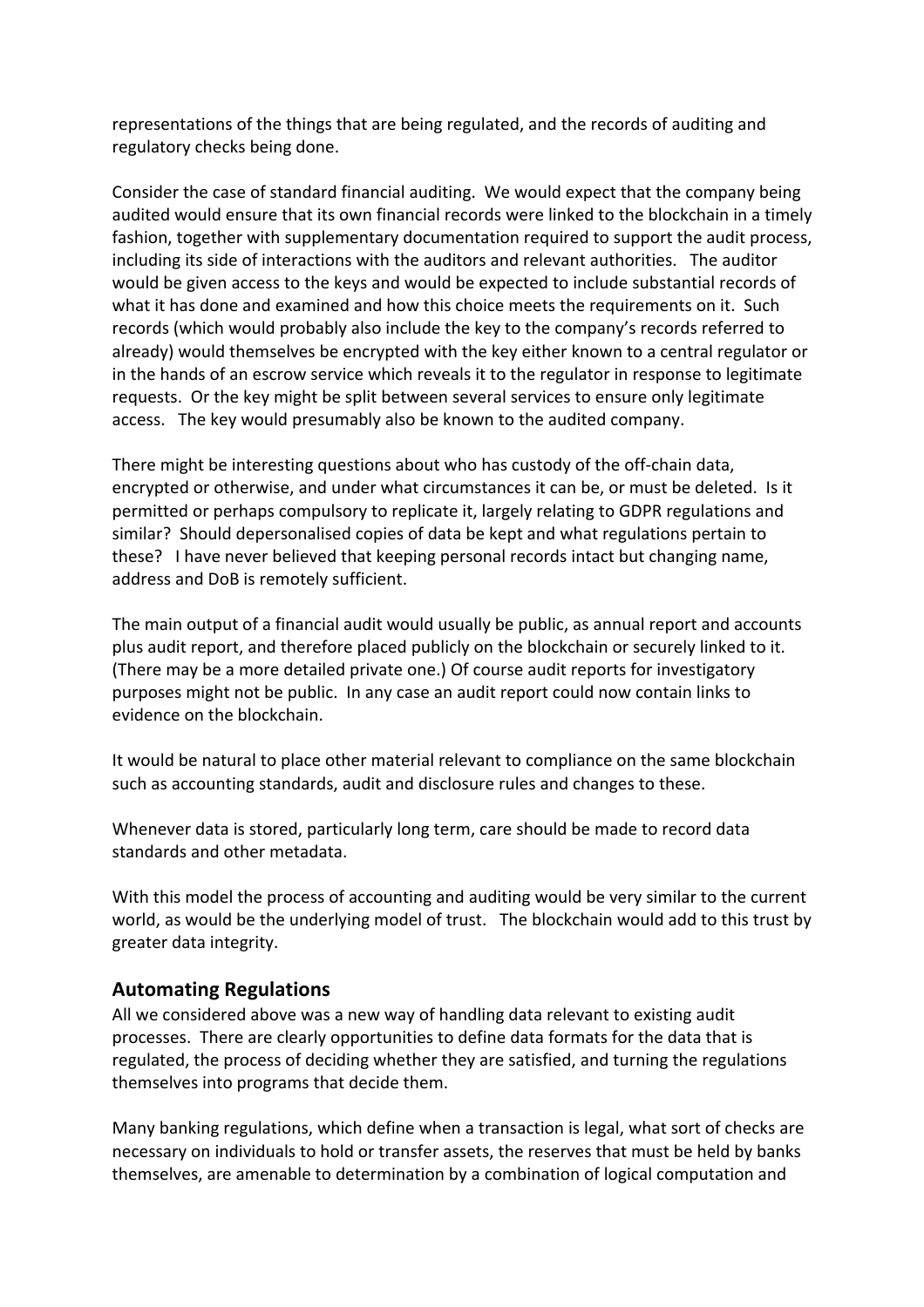representations of the things that are being regulated, and the records of auditing and regulatory checks being done.

Consider the case of standard financial auditing. We would expect that the company being audited would ensure that its own financial records were linked to the blockchain in a timely fashion, together with supplementary documentation required to support the audit process, including its side of interactions with the auditors and relevant authorities. The auditor would be given access to the keys and would be expected to include substantial records of what it has done and examined and how this choice meets the requirements on it. Such records (which would probably also include the key to the company's records referred to already) would themselves be encrypted with the key either known to a central regulator or in the hands of an escrow service which reveals it to the regulator in response to legitimate requests. Or the key might be split between several services to ensure only legitimate access. The key would presumably also be known to the audited company.

There might be interesting questions about who has custody of the off-chain data, encrypted or otherwise, and under what circumstances it can be, or must be deleted. Is it permitted or perhaps compulsory to replicate it, largely relating to GDPR regulations and similar? Should depersonalised copies of data be kept and what regulations pertain to these? I have never believed that keeping personal records intact but changing name, address and DoB is remotely sufficient.

The main output of a financial audit would usually be public, as annual report and accounts plus audit report, and therefore placed publicly on the blockchain or securely linked to it. (There may be a more detailed private one.) Of course audit reports for investigatory purposes might not be public. In any case an audit report could now contain links to evidence on the blockchain.

It would be natural to place other material relevant to compliance on the same blockchain such as accounting standards, audit and disclosure rules and changes to these.

Whenever data is stored, particularly long term, care should be made to record data standards and other metadata.

With this model the process of accounting and auditing would be very similar to the current world, as would be the underlying model of trust. The blockchain would add to this trust by greater data integrity.

## Automating Regulations

All we considered above was a new way of handling data relevant to existing audit processes. There are clearly opportunities to define data formats for the data that is regulated, the process of deciding whether they are satisfied, and turning the regulations themselves into programs that decide them.

Many banking regulations, which define when a transaction is legal, what sort of checks are necessary on individuals to hold or transfer assets, the reserves that must be held by banks themselves, are amenable to determination by a combination of logical computation and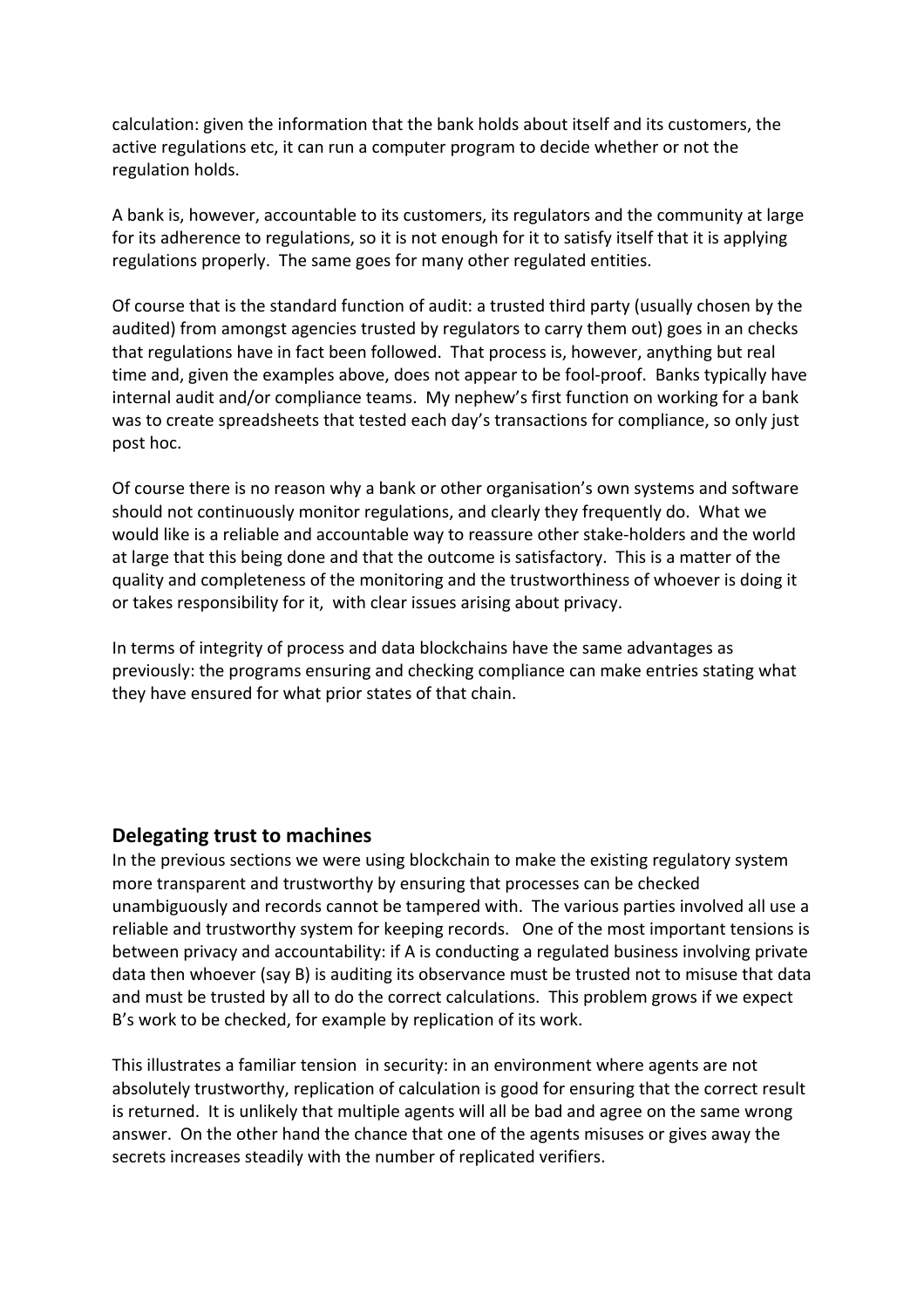calculation: given the information that the bank holds about itself and its customers, the active regulations etc, it can run a computer program to decide whether or not the regulation holds.

A bank is, however, accountable to its customers, its regulators and the community at large for its adherence to regulations, so it is not enough for it to satisfy itself that it is applying regulations properly. The same goes for many other regulated entities.

Of course that is the standard function of audit: a trusted third party (usually chosen by the audited) from amongst agencies trusted by regulators to carry them out) goes in an checks that regulations have in fact been followed. That process is, however, anything but real time and, given the examples above, does not appear to be fool-proof. Banks typically have internal audit and/or compliance teams. My nephew's first function on working for a bank was to create spreadsheets that tested each day's transactions for compliance, so only just post hoc.

Of course there is no reason why a bank or other organisation's own systems and software should not continuously monitor regulations, and clearly they frequently do. What we would like is a reliable and accountable way to reassure other stake-holders and the world at large that this being done and that the outcome is satisfactory. This is a matter of the quality and completeness of the monitoring and the trustworthiness of whoever is doing it or takes responsibility for it, with clear issues arising about privacy.

In terms of integrity of process and data blockchains have the same advantages as previously: the programs ensuring and checking compliance can make entries stating what they have ensured for what prior states of that chain.

## Delegating trust to machines

In the previous sections we were using blockchain to make the existing regulatory system more transparent and trustworthy by ensuring that processes can be checked unambiguously and records cannot be tampered with. The various parties involved all use a reliable and trustworthy system for keeping records. One of the most important tensions is between privacy and accountability: if A is conducting a regulated business involving private data then whoever (say B) is auditing its observance must be trusted not to misuse that data and must be trusted by all to do the correct calculations. This problem grows if we expect B's work to be checked, for example by replication of its work.

This illustrates a familiar tension in security: in an environment where agents are not absolutely trustworthy, replication of calculation is good for ensuring that the correct result is returned. It is unlikely that multiple agents will all be bad and agree on the same wrong answer. On the other hand the chance that one of the agents misuses or gives away the secrets increases steadily with the number of replicated verifiers.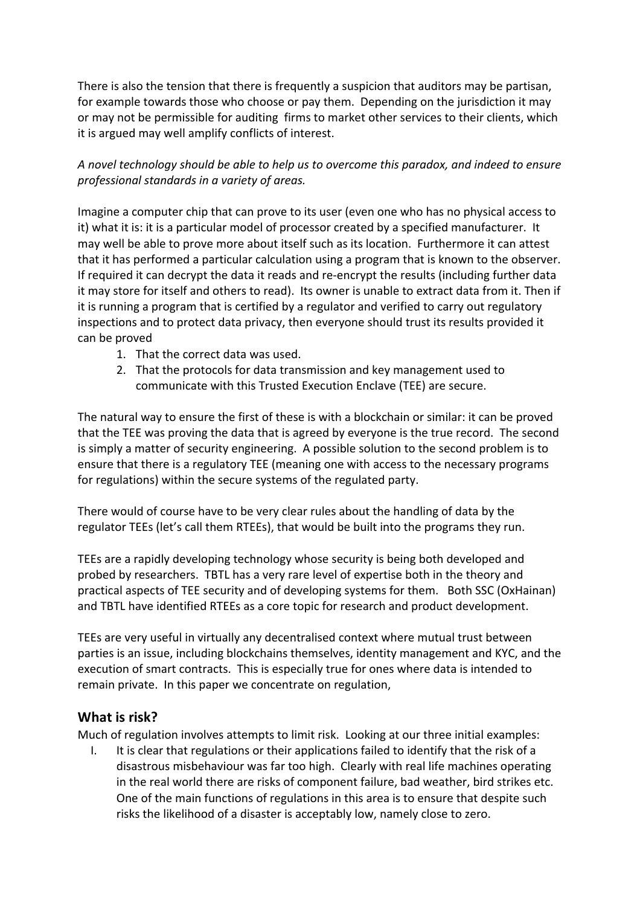There is also the tension that there is frequently a suspicion that auditors may be partisan, for example towards those who choose or pay them. Depending on the jurisdiction it may or may not be permissible for auditing firms to market other services to their clients, which it is argued may well amplify conflicts of interest.

*A novel technology should be able to help us to overcome this paradox, and indeed to ensure professional standards in a variety of areas.*

Imagine a computer chip that can prove to its user (even one who has no physical access to it) what it is: it is a particular model of processor created by a specified manufacturer. It may well be able to prove more about itself such as its location. Furthermore it can attest that it has performed a particular calculation using a program that is known to the observer. If required it can decrypt the data it reads and re-encrypt the results (including further data it may store for itself and others to read). Its owner is unable to extract data from it. Then if it is running a program that is certified by a regulator and verified to carry out regulatory inspections and to protect data privacy, then everyone should trust its results provided it can be proved

1. That the correct data was used.
2. That the protocols for data transmission and key management used to communicate with this Trusted Execution Enclave (TEE) are secure.

The natural way to ensure the first of these is with a blockchain or similar: it can be proved that the TEE was proving the data that is agreed by everyone is the true record. The second is simply a matter of security engineering. A possible solution to the second problem is to ensure that there is a regulatory TEE (meaning one with access to the necessary programs for regulations) within the secure systems of the regulated party.

There would of course have to be very clear rules about the handling of data by the regulator TEEs (let's call them RTEEs), that would be built into the programs they run.

TEEs are a rapidly developing technology whose security is being both developed and probed by researchers. TBTL has a very rare level of expertise both in the theory and practical aspects of TEE security and of developing systems for them. Both SSC (OxHainan) and TBTL have identified RTEEs as a core topic for research and product development.

TEEs are very useful in virtually any decentralised context where mutual trust between parties is an issue, including blockchains themselves, identity management and KYC, and the execution of smart contracts. This is especially true for ones where data is intended to remain private. In this paper we concentrate on regulation,

## What is risk?

Much of regulation involves attempts to limit risk. Looking at our three initial examples:

I. It is clear that regulations or their applications failed to identify that the risk of a disastrous misbehaviour was far too high. Clearly with real life machines operating in the real world there are risks of component failure, bad weather, bird strikes etc. One of the main functions of regulations in this area is to ensure that despite such risks the likelihood of a disaster is acceptably low, namely close to zero.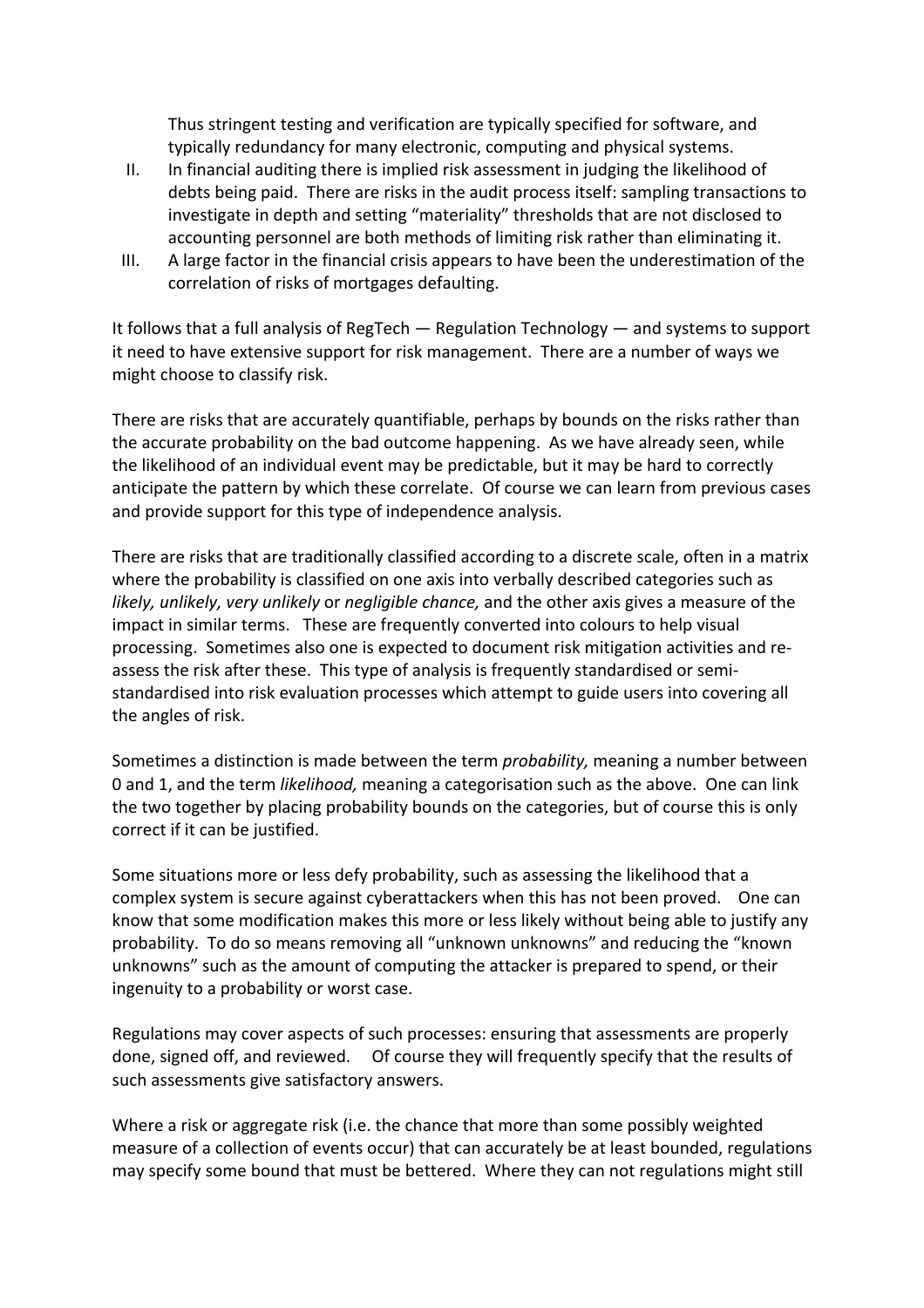Thus stringent testing and verification are typically specified for software, and typically redundancy for many electronic, computing and physical systems.

II. In financial auditing there is implied risk assessment in judging the likelihood of debts being paid. There are risks in the audit process itself: sampling transactions to investigate in depth and setting "materiality" thresholds that are not disclosed to accounting personnel are both methods of limiting risk rather than eliminating it.
III. A large factor in the financial crisis appears to have been the underestimation of the correlation of risks of mortgages defaulting.

It follows that a full analysis of RegTech — Regulation Technology — and systems to support it need to have extensive support for risk management. There are a number of ways we might choose to classify risk.

There are risks that are accurately quantifiable, perhaps by bounds on the risks rather than the accurate probability on the bad outcome happening. As we have already seen, while the likelihood of an individual event may be predictable, but it may be hard to correctly anticipate the pattern by which these correlate. Of course we can learn from previous cases and provide support for this type of independence analysis.

There are risks that are traditionally classified according to a discrete scale, often in a matrix where the probability is classified on one axis into verbally described categories such as *likely, unlikely, very unlikely* or *negligible chance,* and the other axis gives a measure of the impact in similar terms. These are frequently converted into colours to help visual processing. Sometimes also one is expected to document risk mitigation activities and re-assess the risk after these. This type of analysis is frequently standardised or semi-standardised into risk evaluation processes which attempt to guide users into covering all the angles of risk.

Sometimes a distinction is made between the term *probability,* meaning a number between 0 and 1, and the term *likelihood,* meaning a categorisation such as the above. One can link the two together by placing probability bounds on the categories, but of course this is only correct if it can be justified.

Some situations more or less defy probability, such as assessing the likelihood that a complex system is secure against cyberattackers when this has not been proved. One can know that some modification makes this more or less likely without being able to justify any probability. To do so means removing all "unknown unknowns" and reducing the "known unknowns" such as the amount of computing the attacker is prepared to spend, or their ingenuity to a probability or worst case.

Regulations may cover aspects of such processes: ensuring that assessments are properly done, signed off, and reviewed. Of course they will frequently specify that the results of such assessments give satisfactory answers.

Where a risk or aggregate risk (i.e. the chance that more than some possibly weighted measure of a collection of events occur) that can accurately be at least bounded, regulations may specify some bound that must be bettered. Where they can not regulations might still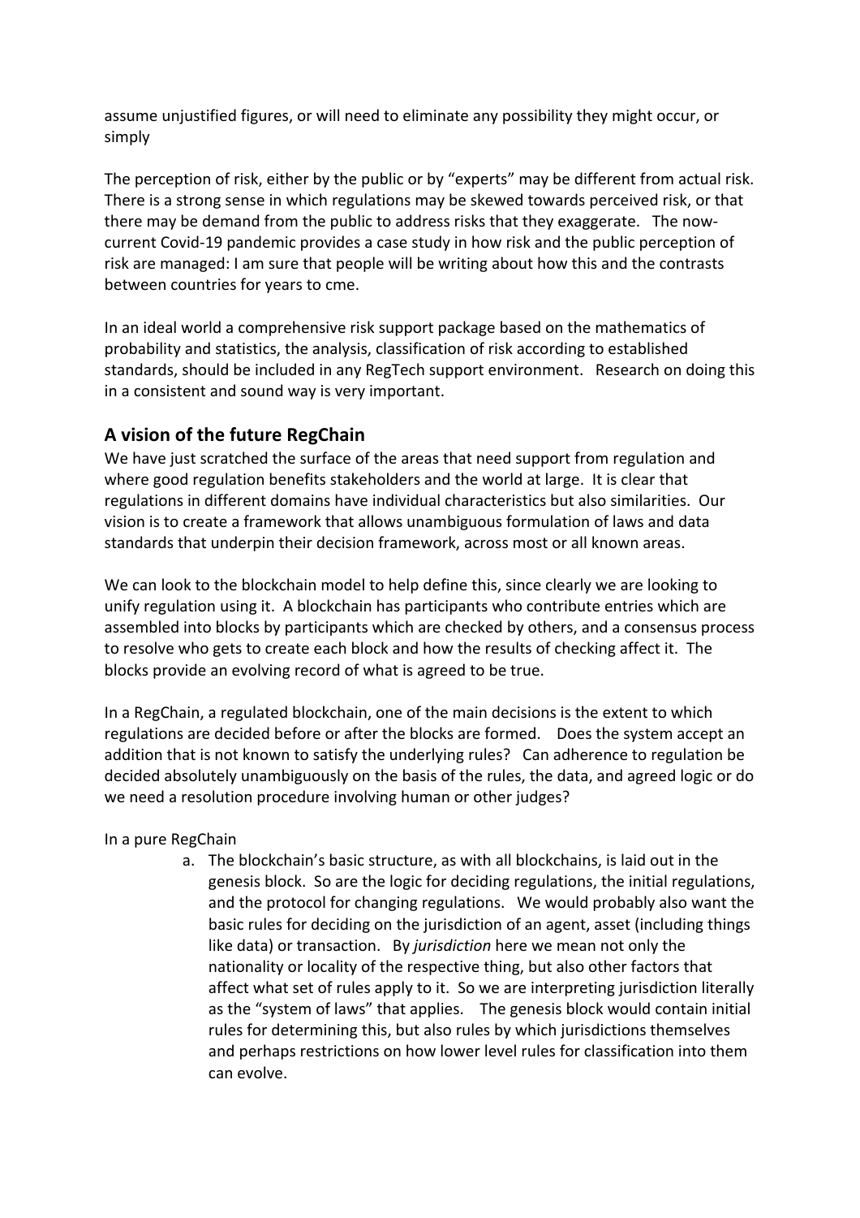assume unjustified figures, or will need to eliminate any possibility they might occur, or simply

The perception of risk, either by the public or by "experts" may be different from actual risk. There is a strong sense in which regulations may be skewed towards perceived risk, or that there may be demand from the public to address risks that they exaggerate. The now-current Covid-19 pandemic provides a case study in how risk and the public perception of risk are managed: I am sure that people will be writing about how this and the contrasts between countries for years to cme.

In an ideal world a comprehensive risk support package based on the mathematics of probability and statistics, the analysis, classification of risk according to established standards, should be included in any RegTech support environment. Research on doing this in a consistent and sound way is very important.

## A vision of the future RegChain

We have just scratched the surface of the areas that need support from regulation and where good regulation benefits stakeholders and the world at large. It is clear that regulations in different domains have individual characteristics but also similarities. Our vision is to create a framework that allows unambiguous formulation of laws and data standards that underpin their decision framework, across most or all known areas.

We can look to the blockchain model to help define this, since clearly we are looking to unify regulation using it. A blockchain has participants who contribute entries which are assembled into blocks by participants which are checked by others, and a consensus process to resolve who gets to create each block and how the results of checking affect it. The blocks provide an evolving record of what is agreed to be true.

In a RegChain, a regulated blockchain, one of the main decisions is the extent to which regulations are decided before or after the blocks are formed. Does the system accept an addition that is not known to satisfy the underlying rules? Can adherence to regulation be decided absolutely unambiguously on the basis of the rules, the data, and agreed logic or do we need a resolution procedure involving human or other judges?

In a pure RegChain

a. The blockchain's basic structure, as with all blockchains, is laid out in the genesis block. So are the logic for deciding regulations, the initial regulations, and the protocol for changing regulations. We would probably also want the basic rules for deciding on the jurisdiction of an agent, asset (including things like data) or transaction. By *jurisdiction* here we mean not only the nationality or locality of the respective thing, but also other factors that affect what set of rules apply to it. So we are interpreting jurisdiction literally as the "system of laws" that applies. The genesis block would contain initial rules for determining this, but also rules by which jurisdictions themselves and perhaps restrictions on how lower level rules for classification into them can evolve.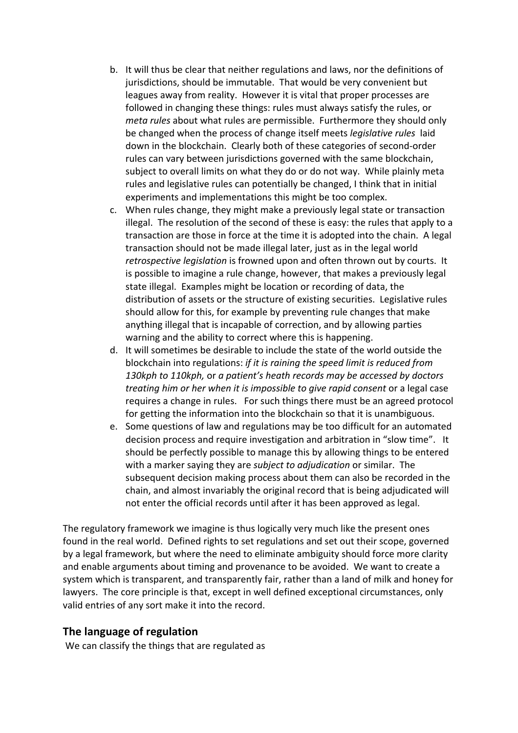b. It will thus be clear that neither regulations and laws, nor the definitions of jurisdictions, should be immutable. That would be very convenient but leagues away from reality. However it is vital that proper processes are followed in changing these things: rules must always satisfy the rules, or *meta rules* about what rules are permissible. Furthermore they should only be changed when the process of change itself meets *legislative rules* laid down in the blockchain. Clearly both of these categories of second-order rules can vary between jurisdictions governed with the same blockchain, subject to overall limits on what they do or do not way. While plainly meta rules and legislative rules can potentially be changed, I think that in initial experiments and implementations this might be too complex.

c. When rules change, they might make a previously legal state or transaction illegal. The resolution of the second of these is easy: the rules that apply to a transaction are those in force at the time it is adopted into the chain. A legal transaction should not be made illegal later, just as in the legal world *retrospective legislation* is frowned upon and often thrown out by courts. It is possible to imagine a rule change, however, that makes a previously legal state illegal. Examples might be location or recording of data, the distribution of assets or the structure of existing securities. Legislative rules should allow for this, for example by preventing rule changes that make anything illegal that is incapable of correction, and by allowing parties warning and the ability to correct where this is happening.

d. It will sometimes be desirable to include the state of the world outside the blockchain into regulations: *if it is raining the speed limit is reduced from 130kph to 110kph,* or *a patient's heath records may be accessed by doctors treating him or her when it is impossible to give rapid consent* or a legal case requires a change in rules. For such things there must be an agreed protocol for getting the information into the blockchain so that it is unambiguous.

e. Some questions of law and regulations may be too difficult for an automated decision process and require investigation and arbitration in "slow time". It should be perfectly possible to manage this by allowing things to be entered with a marker saying they are *subject to adjudication* or similar. The subsequent decision making process about them can also be recorded in the chain, and almost invariably the original record that is being adjudicated will not enter the official records until after it has been approved as legal.

The regulatory framework we imagine is thus logically very much like the present ones found in the real world. Defined rights to set regulations and set out their scope, governed by a legal framework, but where the need to eliminate ambiguity should force more clarity and enable arguments about timing and provenance to be avoided. We want to create a system which is transparent, and transparently fair, rather than a land of milk and honey for lawyers. The core principle is that, except in well defined exceptional circumstances, only valid entries of any sort make it into the record.

## The language of regulation

We can classify the things that are regulated as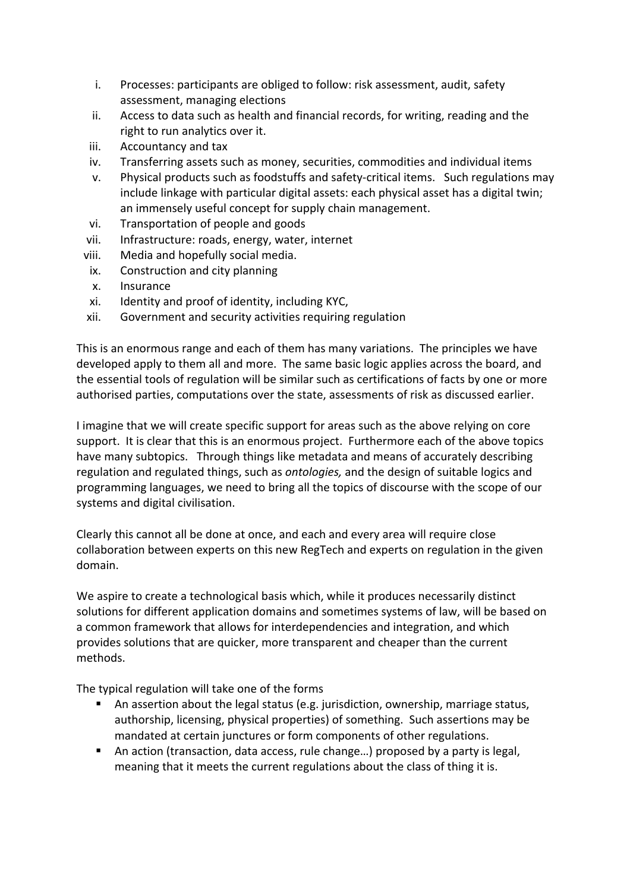- i. Processes: participants are obliged to follow: risk assessment, audit, safety assessment, managing elections
- ii. Access to data such as health and financial records, for writing, reading and the right to run analytics over it.
- iii. Accountancy and tax
- iv. Transferring assets such as money, securities, commodities and individual items
- v. Physical products such as foodstuffs and safety-critical items. Such regulations may include linkage with particular digital assets: each physical asset has a digital twin; an immensely useful concept for supply chain management.
- vi. Transportation of people and goods
- vii. Infrastructure: roads, energy, water, internet
- viii. Media and hopefully social media.
- ix. Construction and city planning
- x. Insurance
- xi. Identity and proof of identity, including KYC,
- xii. Government and security activities requiring regulation

This is an enormous range and each of them has many variations. The principles we have developed apply to them all and more. The same basic logic applies across the board, and the essential tools of regulation will be similar such as certifications of facts by one or more authorised parties, computations over the state, assessments of risk as discussed earlier.

I imagine that we will create specific support for areas such as the above relying on core support. It is clear that this is an enormous project. Furthermore each of the above topics have many subtopics. Through things like metadata and means of accurately describing regulation and regulated things, such as *ontologies,* and the design of suitable logics and programming languages, we need to bring all the topics of discourse with the scope of our systems and digital civilisation.

Clearly this cannot all be done at once, and each and every area will require close collaboration between experts on this new RegTech and experts on regulation in the given domain.

We aspire to create a technological basis which, while it produces necessarily distinct solutions for different application domains and sometimes systems of law, will be based on a common framework that allows for interdependencies and integration, and which provides solutions that are quicker, more transparent and cheaper than the current methods.

The typical regulation will take one of the forms

- An assertion about the legal status (e.g. jurisdiction, ownership, marriage status, authorship, licensing, physical properties) of something. Such assertions may be mandated at certain junctures or form components of other regulations.
- An action (transaction, data access, rule change…) proposed by a party is legal, meaning that it meets the current regulations about the class of thing it is.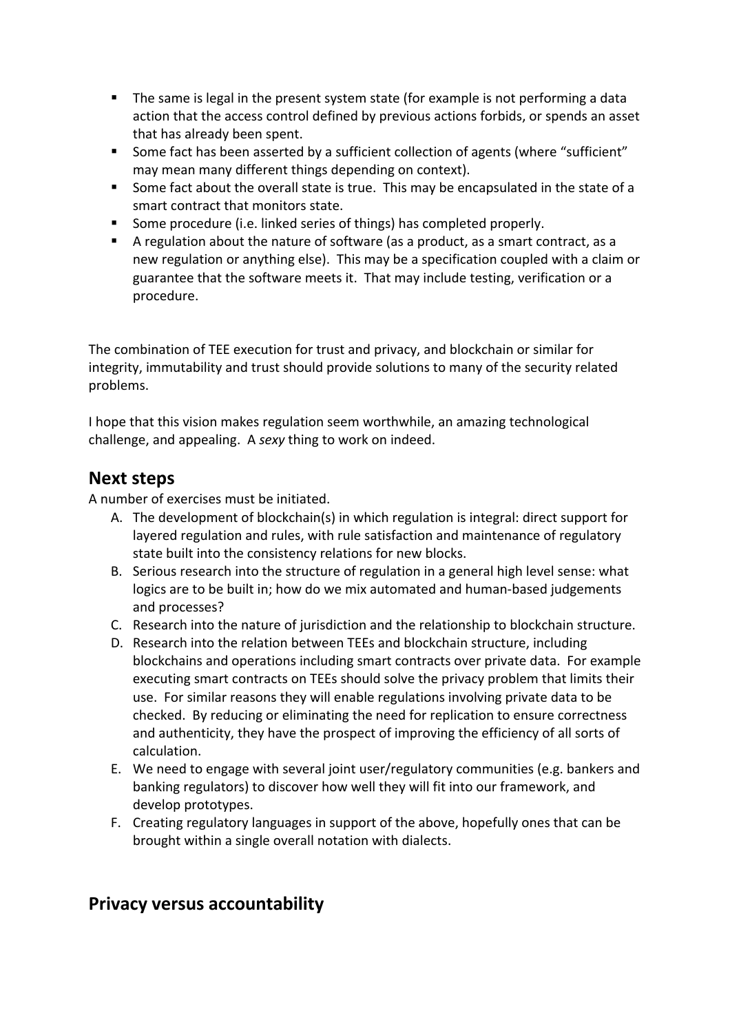- The same is legal in the present system state (for example is not performing a data action that the access control defined by previous actions forbids, or spends an asset that has already been spent.
- Some fact has been asserted by a sufficient collection of agents (where "sufficient" may mean many different things depending on context).
- Some fact about the overall state is true. This may be encapsulated in the state of a smart contract that monitors state.
- Some procedure (i.e. linked series of things) has completed properly.
- A regulation about the nature of software (as a product, as a smart contract, as a new regulation or anything else). This may be a specification coupled with a claim or guarantee that the software meets it. That may include testing, verification or a procedure.

The combination of TEE execution for trust and privacy, and blockchain or similar for integrity, immutability and trust should provide solutions to many of the security related problems.

I hope that this vision makes regulation seem worthwhile, an amazing technological challenge, and appealing. A *sexy* thing to work on indeed.

## Next steps

A number of exercises must be initiated.

A. The development of blockchain(s) in which regulation is integral: direct support for layered regulation and rules, with rule satisfaction and maintenance of regulatory state built into the consistency relations for new blocks.
B. Serious research into the structure of regulation in a general high level sense: what logics are to be built in; how do we mix automated and human-based judgements and processes?
C. Research into the nature of jurisdiction and the relationship to blockchain structure.
D. Research into the relation between TEEs and blockchain structure, including blockchains and operations including smart contracts over private data. For example executing smart contracts on TEEs should solve the privacy problem that limits their use. For similar reasons they will enable regulations involving private data to be checked. By reducing or eliminating the need for replication to ensure correctness and authenticity, they have the prospect of improving the efficiency of all sorts of calculation.
E. We need to engage with several joint user/regulatory communities (e.g. bankers and banking regulators) to discover how well they will fit into our framework, and develop prototypes.
F. Creating regulatory languages in support of the above, hopefully ones that can be brought within a single overall notation with dialects.

## Privacy versus accountability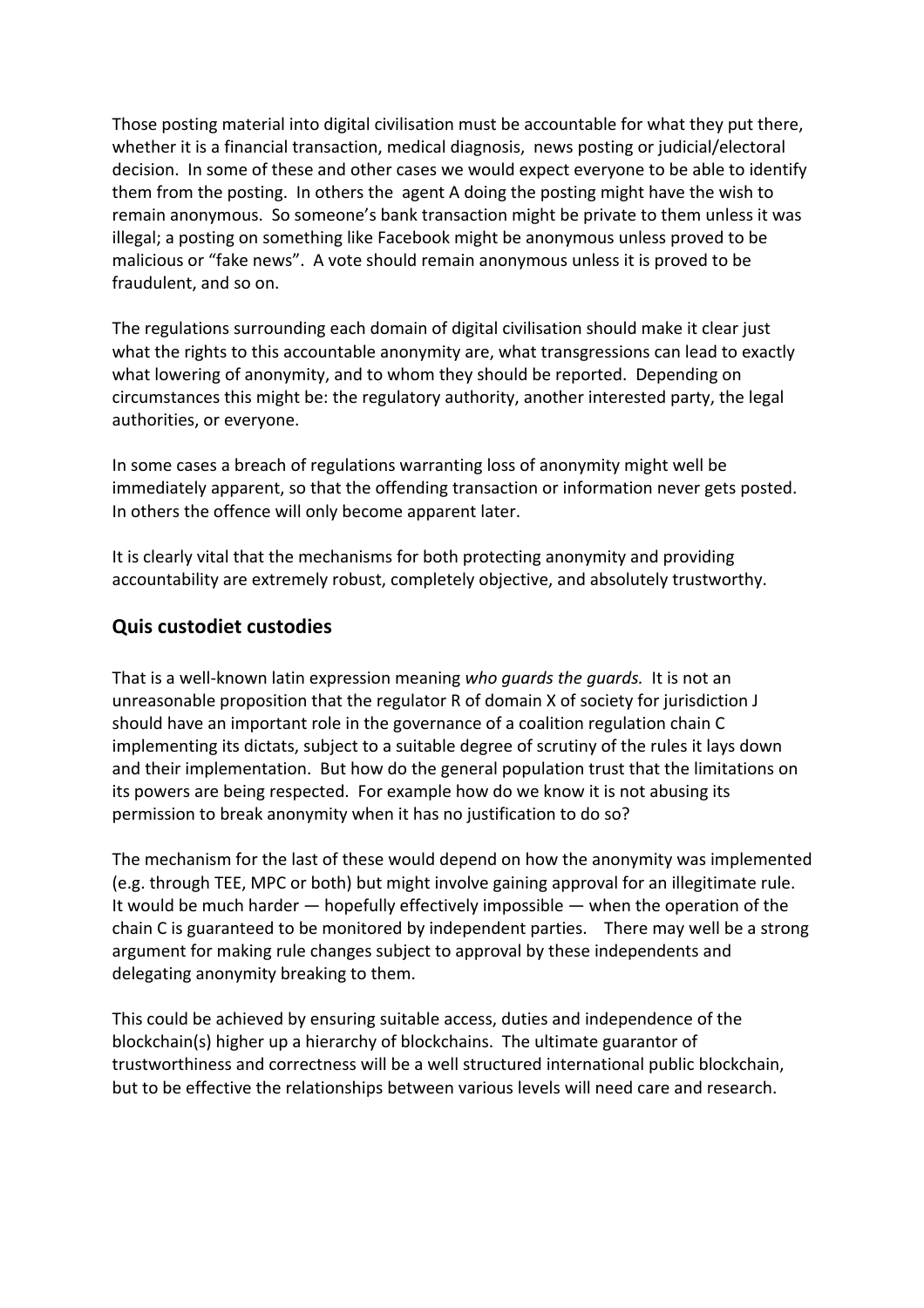Those posting material into digital civilisation must be accountable for what they put there, whether it is a financial transaction, medical diagnosis, news posting or judicial/electoral decision. In some of these and other cases we would expect everyone to be able to identify them from the posting. In others the agent A doing the posting might have the wish to remain anonymous. So someone's bank transaction might be private to them unless it was illegal; a posting on something like Facebook might be anonymous unless proved to be malicious or "fake news". A vote should remain anonymous unless it is proved to be fraudulent, and so on.

The regulations surrounding each domain of digital civilisation should make it clear just what the rights to this accountable anonymity are, what transgressions can lead to exactly what lowering of anonymity, and to whom they should be reported. Depending on circumstances this might be: the regulatory authority, another interested party, the legal authorities, or everyone.

In some cases a breach of regulations warranting loss of anonymity might well be immediately apparent, so that the offending transaction or information never gets posted. In others the offence will only become apparent later.

It is clearly vital that the mechanisms for both protecting anonymity and providing accountability are extremely robust, completely objective, and absolutely trustworthy.

## Quis custodiet custodies

That is a well-known latin expression meaning *who guards the guards.* It is not an unreasonable proposition that the regulator R of domain X of society for jurisdiction J should have an important role in the governance of a coalition regulation chain C implementing its dictats, subject to a suitable degree of scrutiny of the rules it lays down and their implementation. But how do the general population trust that the limitations on its powers are being respected. For example how do we know it is not abusing its permission to break anonymity when it has no justification to do so?

The mechanism for the last of these would depend on how the anonymity was implemented (e.g. through TEE, MPC or both) but might involve gaining approval for an illegitimate rule. It would be much harder — hopefully effectively impossible — when the operation of the chain C is guaranteed to be monitored by independent parties. There may well be a strong argument for making rule changes subject to approval by these independents and delegating anonymity breaking to them.

This could be achieved by ensuring suitable access, duties and independence of the blockchain(s) higher up a hierarchy of blockchains. The ultimate guarantor of trustworthiness and correctness will be a well structured international public blockchain, but to be effective the relationships between various levels will need care and research.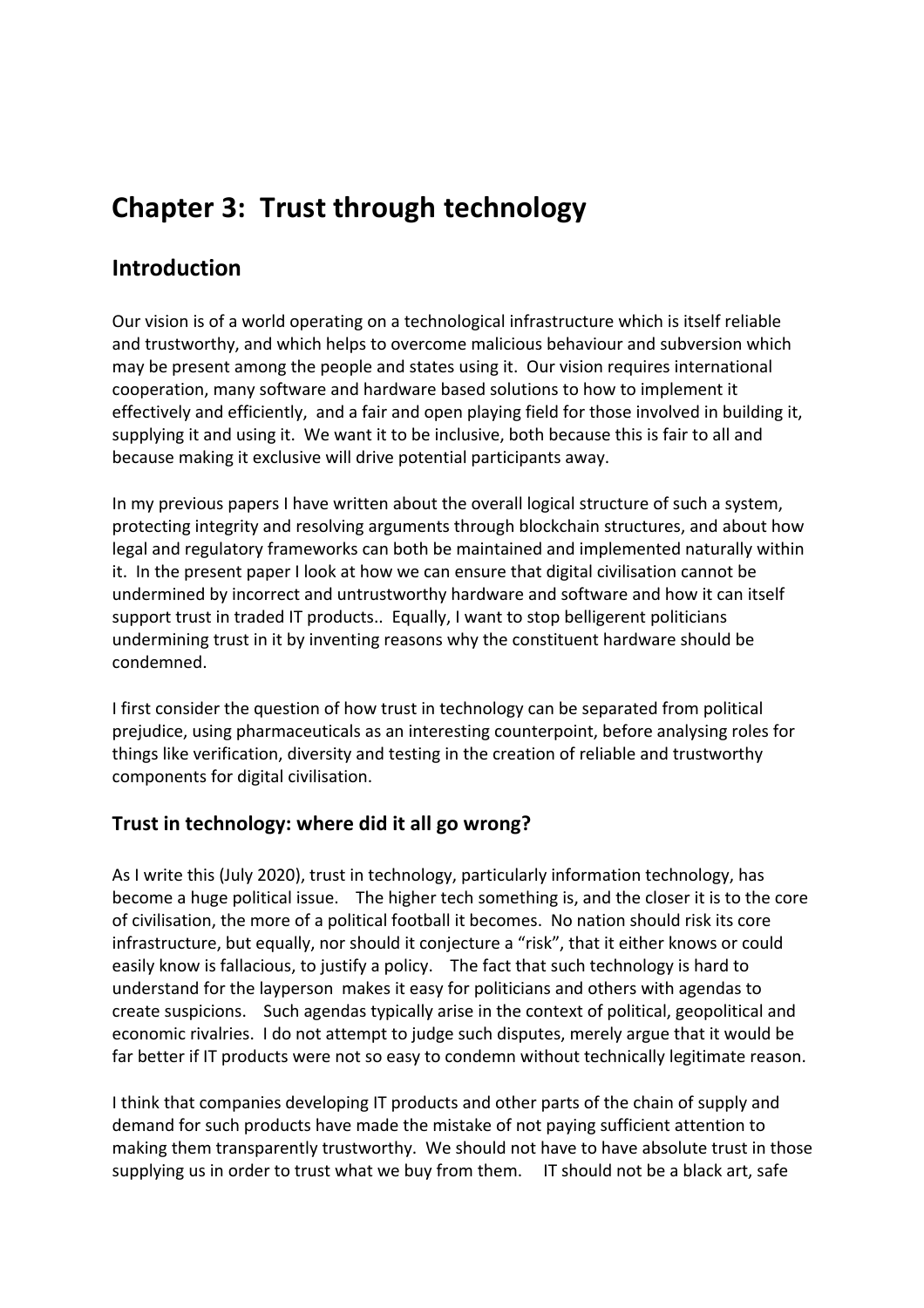# Chapter 3: Trust through technology

## Introduction

Our vision is of a world operating on a technological infrastructure which is itself reliable and trustworthy, and which helps to overcome malicious behaviour and subversion which may be present among the people and states using it. Our vision requires international cooperation, many software and hardware based solutions to how to implement it effectively and efficiently, and a fair and open playing field for those involved in building it, supplying it and using it. We want it to be inclusive, both because this is fair to all and because making it exclusive will drive potential participants away.

In my previous papers I have written about the overall logical structure of such a system, protecting integrity and resolving arguments through blockchain structures, and about how legal and regulatory frameworks can both be maintained and implemented naturally within it. In the present paper I look at how we can ensure that digital civilisation cannot be undermined by incorrect and untrustworthy hardware and software and how it can itself support trust in traded IT products.. Equally, I want to stop belligerent politicians undermining trust in it by inventing reasons why the constituent hardware should be condemned.

I first consider the question of how trust in technology can be separated from political prejudice, using pharmaceuticals as an interesting counterpoint, before analysing roles for things like verification, diversity and testing in the creation of reliable and trustworthy components for digital civilisation.

## Trust in technology: where did it all go wrong?

As I write this (July 2020), trust in technology, particularly information technology, has become a huge political issue. The higher tech something is, and the closer it is to the core of civilisation, the more of a political football it becomes. No nation should risk its core infrastructure, but equally, nor should it conjecture a "risk", that it either knows or could easily know is fallacious, to justify a policy. The fact that such technology is hard to understand for the layperson makes it easy for politicians and others with agendas to create suspicions. Such agendas typically arise in the context of political, geopolitical and economic rivalries. I do not attempt to judge such disputes, merely argue that it would be far better if IT products were not so easy to condemn without technically legitimate reason.

I think that companies developing IT products and other parts of the chain of supply and demand for such products have made the mistake of not paying sufficient attention to making them transparently trustworthy. We should not have to have absolute trust in those supplying us in order to trust what we buy from them. IT should not be a black art, safe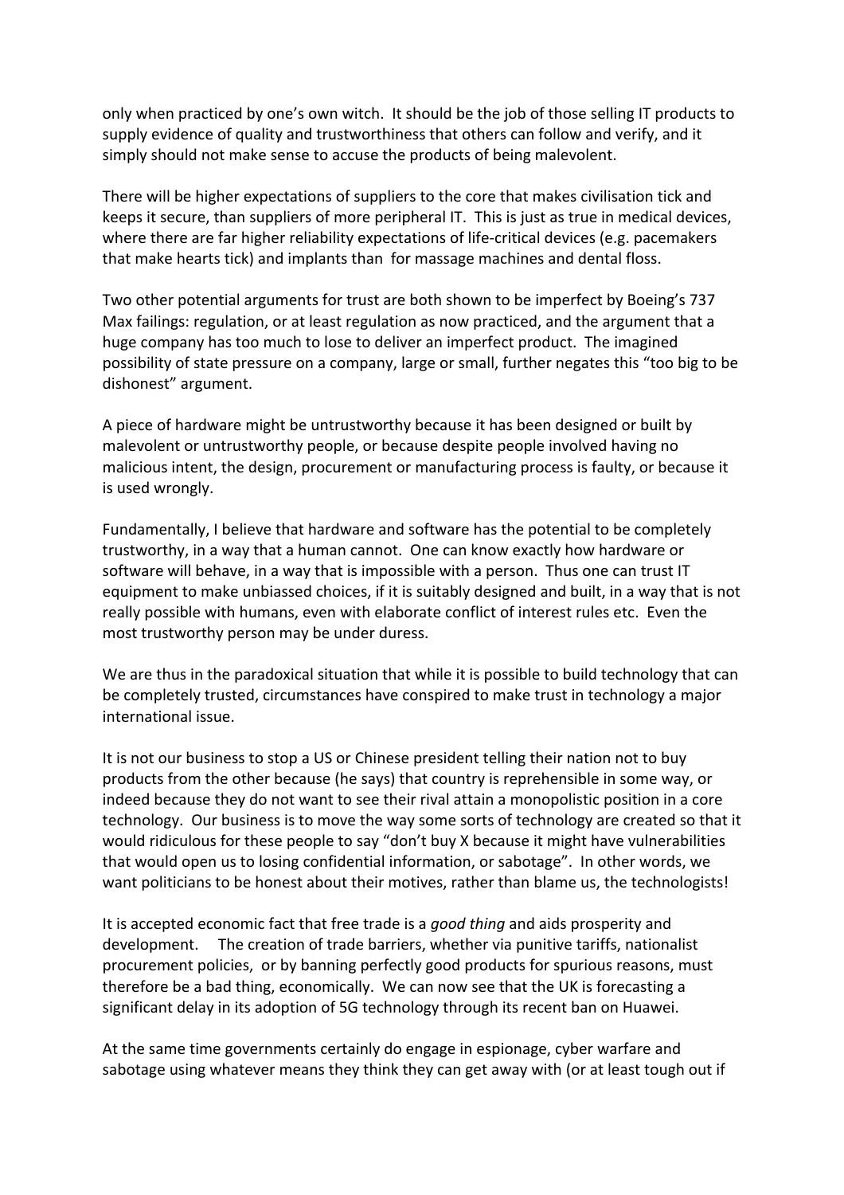only when practiced by one's own witch. It should be the job of those selling IT products to supply evidence of quality and trustworthiness that others can follow and verify, and it simply should not make sense to accuse the products of being malevolent.

There will be higher expectations of suppliers to the core that makes civilisation tick and keeps it secure, than suppliers of more peripheral IT. This is just as true in medical devices, where there are far higher reliability expectations of life-critical devices (e.g. pacemakers that make hearts tick) and implants than for massage machines and dental floss.

Two other potential arguments for trust are both shown to be imperfect by Boeing's 737 Max failings: regulation, or at least regulation as now practiced, and the argument that a huge company has too much to lose to deliver an imperfect product. The imagined possibility of state pressure on a company, large or small, further negates this "too big to be dishonest" argument.

A piece of hardware might be untrustworthy because it has been designed or built by malevolent or untrustworthy people, or because despite people involved having no malicious intent, the design, procurement or manufacturing process is faulty, or because it is used wrongly.

Fundamentally, I believe that hardware and software has the potential to be completely trustworthy, in a way that a human cannot. One can know exactly how hardware or software will behave, in a way that is impossible with a person. Thus one can trust IT equipment to make unbiassed choices, if it is suitably designed and built, in a way that is not really possible with humans, even with elaborate conflict of interest rules etc. Even the most trustworthy person may be under duress.

We are thus in the paradoxical situation that while it is possible to build technology that can be completely trusted, circumstances have conspired to make trust in technology a major international issue.

It is not our business to stop a US or Chinese president telling their nation not to buy products from the other because (he says) that country is reprehensible in some way, or indeed because they do not want to see their rival attain a monopolistic position in a core technology. Our business is to move the way some sorts of technology are created so that it would ridiculous for these people to say "don't buy X because it might have vulnerabilities that would open us to losing confidential information, or sabotage". In other words, we want politicians to be honest about their motives, rather than blame us, the technologists!

It is accepted economic fact that free trade is a *good thing* and aids prosperity and development. The creation of trade barriers, whether via punitive tariffs, nationalist procurement policies, or by banning perfectly good products for spurious reasons, must therefore be a bad thing, economically. We can now see that the UK is forecasting a significant delay in its adoption of 5G technology through its recent ban on Huawei.

At the same time governments certainly do engage in espionage, cyber warfare and sabotage using whatever means they think they can get away with (or at least tough out if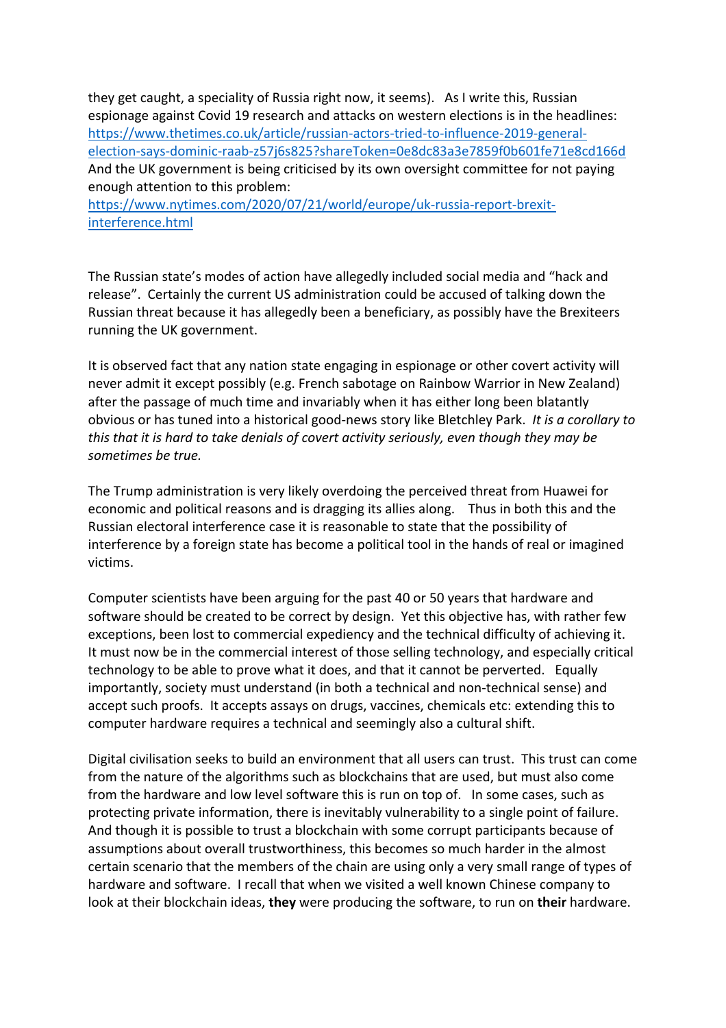they get caught, a speciality of Russia right now, it seems). As I write this, Russian espionage against Covid 19 research and attacks on western elections is in the headlines: https://www.thetimes.co.uk/article/russian-actors-tried-to-influence-2019-general-election-says-dominic-raab-z57j6s825?shareToken=0e8dc83a3e7859f0b601fe71e8cd166d
And the UK government is being criticised by its own oversight committee for not paying enough attention to this problem:
https://www.nytimes.com/2020/07/21/world/europe/uk-russia-report-brexit-interference.html

The Russian state's modes of action have allegedly included social media and "hack and release". Certainly the current US administration could be accused of talking down the Russian threat because it has allegedly been a beneficiary, as possibly have the Brexiteers running the UK government.

It is observed fact that any nation state engaging in espionage or other covert activity will never admit it except possibly (e.g. French sabotage on Rainbow Warrior in New Zealand) after the passage of much time and invariably when it has either long been blatantly obvious or has tuned into a historical good-news story like Bletchley Park. *It is a corollary to this that it is hard to take denials of covert activity seriously, even though they may be sometimes be true.*

The Trump administration is very likely overdoing the perceived threat from Huawei for economic and political reasons and is dragging its allies along. Thus in both this and the Russian electoral interference case it is reasonable to state that the possibility of interference by a foreign state has become a political tool in the hands of real or imagined victims.

Computer scientists have been arguing for the past 40 or 50 years that hardware and software should be created to be correct by design. Yet this objective has, with rather few exceptions, been lost to commercial expediency and the technical difficulty of achieving it. It must now be in the commercial interest of those selling technology, and especially critical technology to be able to prove what it does, and that it cannot be perverted. Equally importantly, society must understand (in both a technical and non-technical sense) and accept such proofs. It accepts assays on drugs, vaccines, chemicals etc: extending this to computer hardware requires a technical and seemingly also a cultural shift.

Digital civilisation seeks to build an environment that all users can trust. This trust can come from the nature of the algorithms such as blockchains that are used, but must also come from the hardware and low level software this is run on top of. In some cases, such as protecting private information, there is inevitably vulnerability to a single point of failure. And though it is possible to trust a blockchain with some corrupt participants because of assumptions about overall trustworthiness, this becomes so much harder in the almost certain scenario that the members of the chain are using only a very small range of types of hardware and software. I recall that when we visited a well known Chinese company to look at their blockchain ideas, **they** were producing the software, to run on **their** hardware.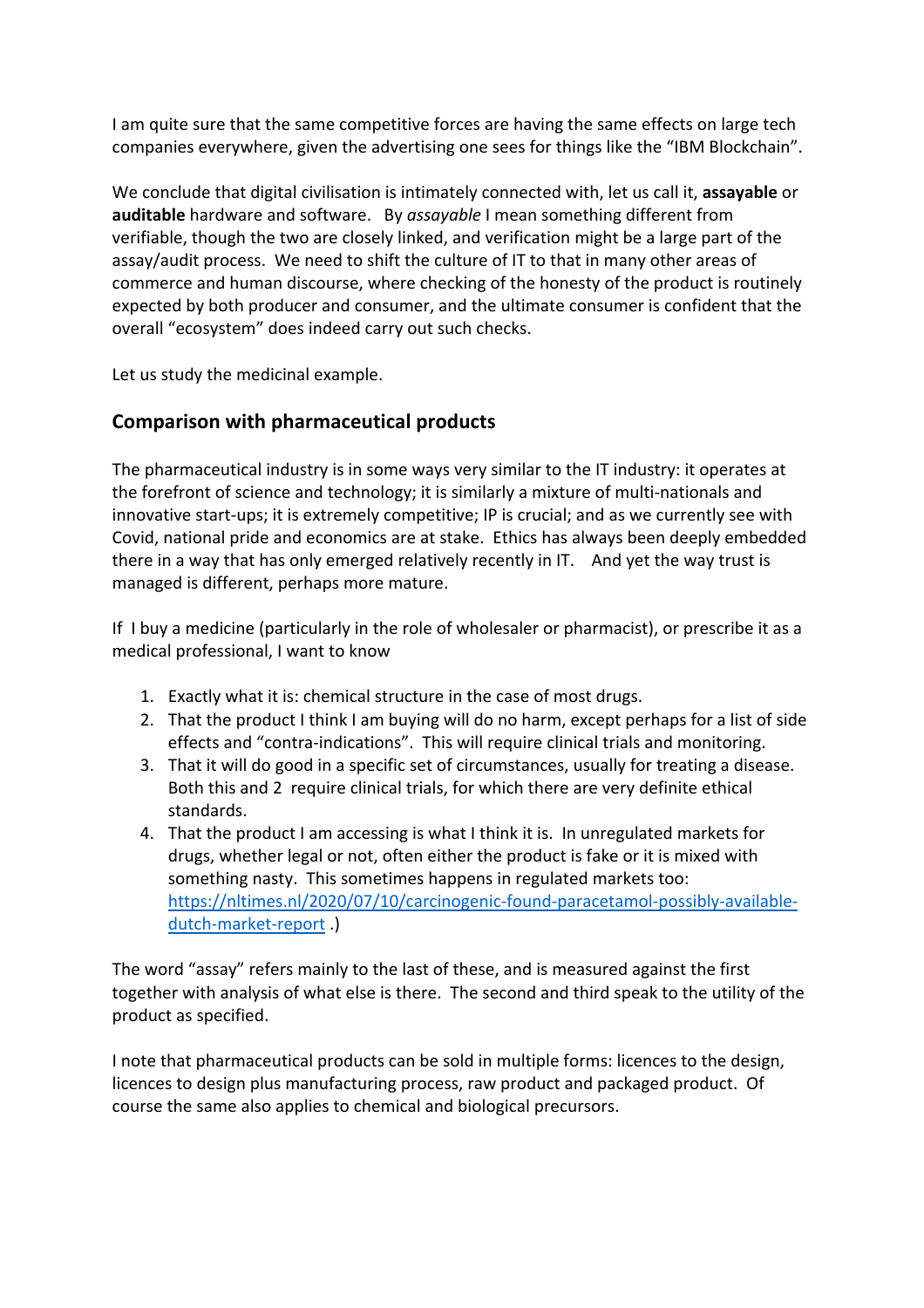I am quite sure that the same competitive forces are having the same effects on large tech companies everywhere, given the advertising one sees for things like the "IBM Blockchain".

We conclude that digital civilisation is intimately connected with, let us call it, **assayable** or **auditable** hardware and software. By *assayable* I mean something different from verifiable, though the two are closely linked, and verification might be a large part of the assay/audit process. We need to shift the culture of IT to that in many other areas of commerce and human discourse, where checking of the honesty of the product is routinely expected by both producer and consumer, and the ultimate consumer is confident that the overall "ecosystem" does indeed carry out such checks.

Let us study the medicinal example.

## Comparison with pharmaceutical products

The pharmaceutical industry is in some ways very similar to the IT industry: it operates at the forefront of science and technology; it is similarly a mixture of multi-nationals and innovative start-ups; it is extremely competitive; IP is crucial; and as we currently see with Covid, national pride and economics are at stake. Ethics has always been deeply embedded there in a way that has only emerged relatively recently in IT. And yet the way trust is managed is different, perhaps more mature.

If I buy a medicine (particularly in the role of wholesaler or pharmacist), or prescribe it as a medical professional, I want to know

1. Exactly what it is: chemical structure in the case of most drugs.
2. That the product I think I am buying will do no harm, except perhaps for a list of side effects and "contra-indications". This will require clinical trials and monitoring.
3. That it will do good in a specific set of circumstances, usually for treating a disease. Both this and 2 require clinical trials, for which there are very definite ethical standards.
4. That the product I am accessing is what I think it is. In unregulated markets for drugs, whether legal or not, often either the product is fake or it is mixed with something nasty. This sometimes happens in regulated markets too: [https://nltimes.nl/2020/07/10/carcinogenic-found-paracetamol-possibly-available-dutch-market-report](https://nltimes.nl/2020/07/10/carcinogenic-found-paracetamol-possibly-available-dutch-market-report) .)

The word "assay" refers mainly to the last of these, and is measured against the first together with analysis of what else is there. The second and third speak to the utility of the product as specified.

I note that pharmaceutical products can be sold in multiple forms: licences to the design, licences to design plus manufacturing process, raw product and packaged product. Of course the same also applies to chemical and biological precursors.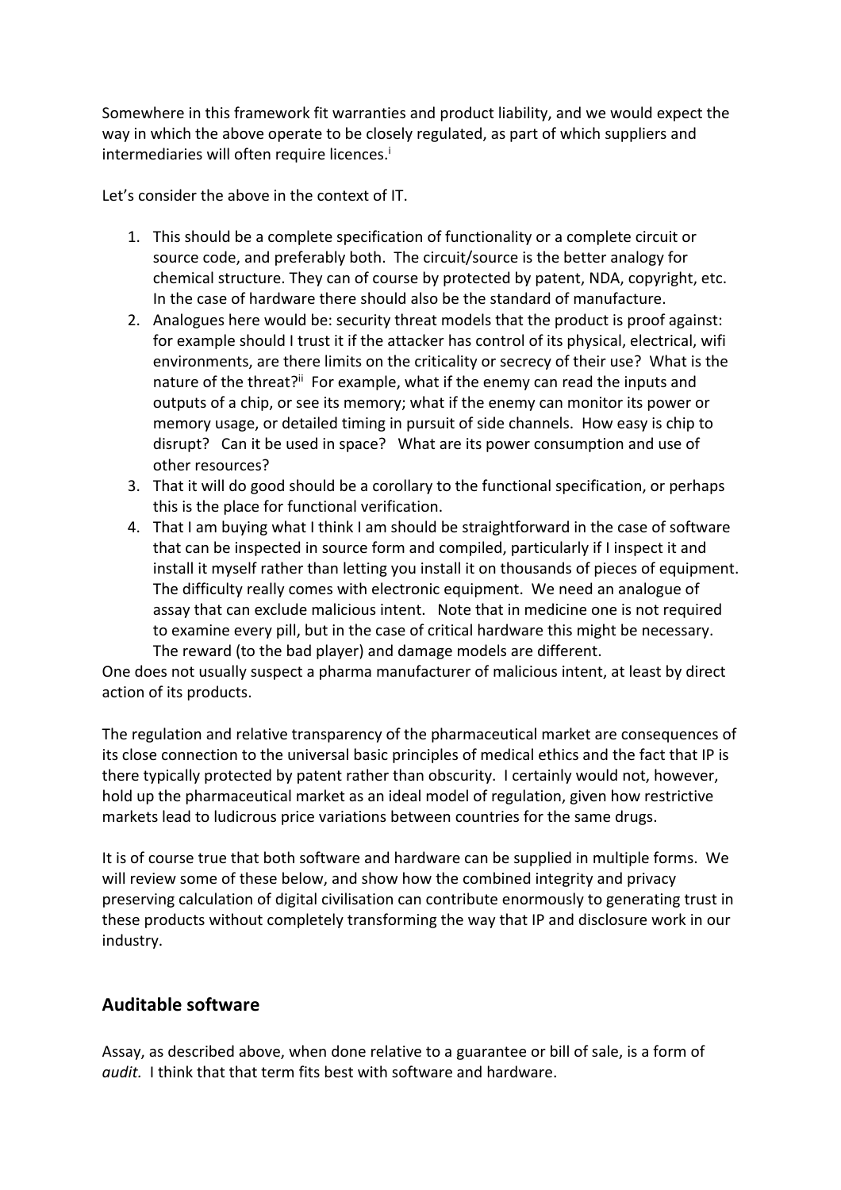Somewhere in this framework fit warranties and product liability, and we would expect the way in which the above operate to be closely regulated, as part of which suppliers and intermediaries will often require licences.[i]

Let's consider the above in the context of IT.

1. This should be a complete specification of functionality or a complete circuit or source code, and preferably both. The circuit/source is the better analogy for chemical structure. They can of course by protected by patent, NDA, copyright, etc. In the case of hardware there should also be the standard of manufacture.
2. Analogues here would be: security threat models that the product is proof against: for example should I trust it if the attacker has control of its physical, electrical, wifi environments, are there limits on the criticality or secrecy of their use? What is the nature of the threat?[ii] For example, what if the enemy can read the inputs and outputs of a chip, or see its memory; what if the enemy can monitor its power or memory usage, or detailed timing in pursuit of side channels. How easy is chip to disrupt? Can it be used in space? What are its power consumption and use of other resources?
3. That it will do good should be a corollary to the functional specification, or perhaps this is the place for functional verification.
4. That I am buying what I think I am should be straightforward in the case of software that can be inspected in source form and compiled, particularly if I inspect it and install it myself rather than letting you install it on thousands of pieces of equipment. The difficulty really comes with electronic equipment. We need an analogue of assay that can exclude malicious intent. Note that in medicine one is not required to examine every pill, but in the case of critical hardware this might be necessary. The reward (to the bad player) and damage models are different.

One does not usually suspect a pharma manufacturer of malicious intent, at least by direct action of its products.

The regulation and relative transparency of the pharmaceutical market are consequences of its close connection to the universal basic principles of medical ethics and the fact that IP is there typically protected by patent rather than obscurity. I certainly would not, however, hold up the pharmaceutical market as an ideal model of regulation, given how restrictive markets lead to ludicrous price variations between countries for the same drugs.

It is of course true that both software and hardware can be supplied in multiple forms. We will review some of these below, and show how the combined integrity and privacy preserving calculation of digital civilisation can contribute enormously to generating trust in these products without completely transforming the way that IP and disclosure work in our industry.

## Auditable software

Assay, as described above, when done relative to a guarantee or bill of sale, is a form of *audit.* I think that that term fits best with software and hardware.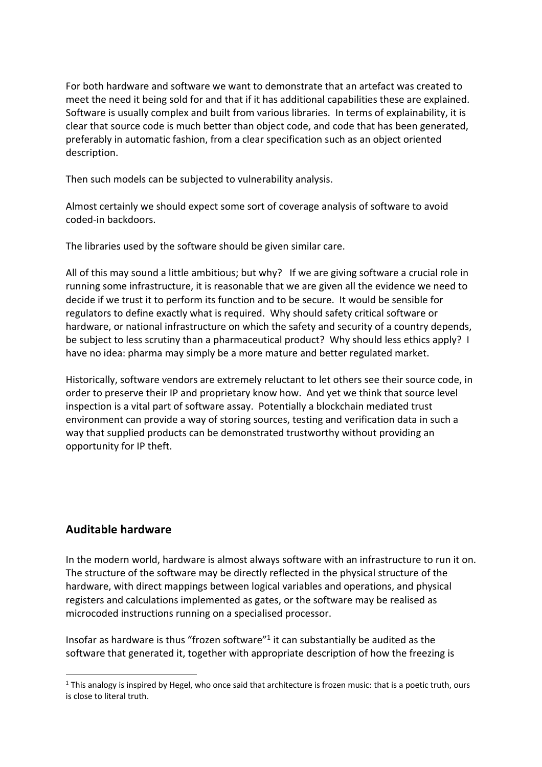For both hardware and software we want to demonstrate that an artefact was created to meet the need it being sold for and that if it has additional capabilities these are explained. Software is usually complex and built from various libraries. In terms of explainability, it is clear that source code is much better than object code, and code that has been generated, preferably in automatic fashion, from a clear specification such as an object oriented description.

Then such models can be subjected to vulnerability analysis.

Almost certainly we should expect some sort of coverage analysis of software to avoid coded-in backdoors.

The libraries used by the software should be given similar care.

All of this may sound a little ambitious; but why? If we are giving software a crucial role in running some infrastructure, it is reasonable that we are given all the evidence we need to decide if we trust it to perform its function and to be secure. It would be sensible for regulators to define exactly what is required. Why should safety critical software or hardware, or national infrastructure on which the safety and security of a country depends, be subject to less scrutiny than a pharmaceutical product? Why should less ethics apply? I have no idea: pharma may simply be a more mature and better regulated market.

Historically, software vendors are extremely reluctant to let others see their source code, in order to preserve their IP and proprietary know how. And yet we think that source level inspection is a vital part of software assay. Potentially a blockchain mediated trust environment can provide a way of storing sources, testing and verification data in such a way that supplied products can be demonstrated trustworthy without providing an opportunity for IP theft.

## Auditable hardware

In the modern world, hardware is almost always software with an infrastructure to run it on. The structure of the software may be directly reflected in the physical structure of the hardware, with direct mappings between logical variables and operations, and physical registers and calculations implemented as gates, or the software may be realised as microcoded instructions running on a specialised processor.

Insofar as hardware is thus "frozen software"[1] it can substantially be audited as the software that generated it, together with appropriate description of how the freezing is

[1] This analogy is inspired by Hegel, who once said that architecture is frozen music: that is a poetic truth, ours is close to literal truth.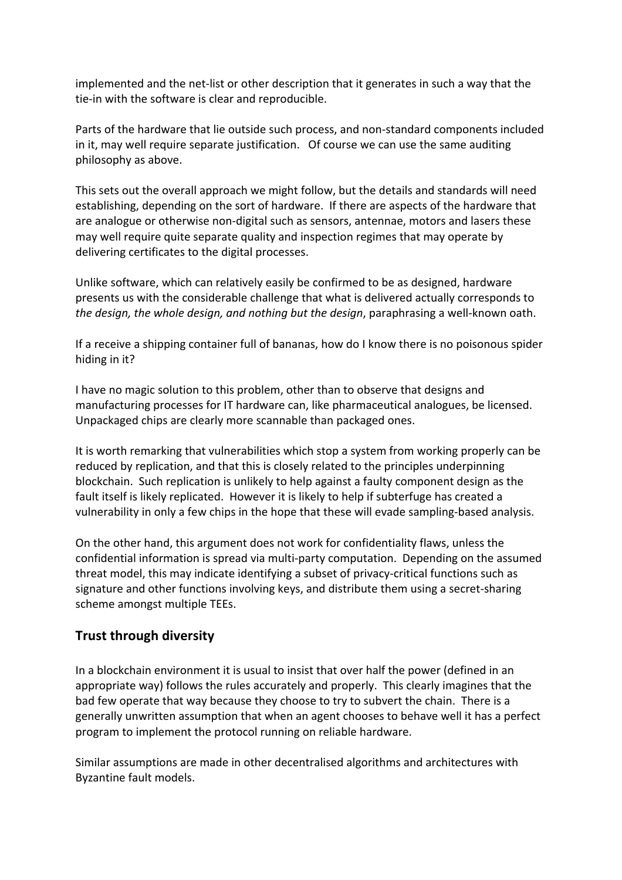implemented and the net-list or other description that it generates in such a way that the tie-in with the software is clear and reproducible.

Parts of the hardware that lie outside such process, and non-standard components included in it, may well require separate justification. Of course we can use the same auditing philosophy as above.

This sets out the overall approach we might follow, but the details and standards will need establishing, depending on the sort of hardware. If there are aspects of the hardware that are analogue or otherwise non-digital such as sensors, antennae, motors and lasers these may well require quite separate quality and inspection regimes that may operate by delivering certificates to the digital processes.

Unlike software, which can relatively easily be confirmed to be as designed, hardware presents us with the considerable challenge that what is delivered actually corresponds to *the design, the whole design, and nothing but the design*, paraphrasing a well-known oath.

If a receive a shipping container full of bananas, how do I know there is no poisonous spider hiding in it?

I have no magic solution to this problem, other than to observe that designs and manufacturing processes for IT hardware can, like pharmaceutical analogues, be licensed. Unpackaged chips are clearly more scannable than packaged ones.

It is worth remarking that vulnerabilities which stop a system from working properly can be reduced by replication, and that this is closely related to the principles underpinning blockchain. Such replication is unlikely to help against a faulty component design as the fault itself is likely replicated. However it is likely to help if subterfuge has created a vulnerability in only a few chips in the hope that these will evade sampling-based analysis.

On the other hand, this argument does not work for confidentiality flaws, unless the confidential information is spread via multi-party computation. Depending on the assumed threat model, this may indicate identifying a subset of privacy-critical functions such as signature and other functions involving keys, and distribute them using a secret-sharing scheme amongst multiple TEEs.

## Trust through diversity

In a blockchain environment it is usual to insist that over half the power (defined in an appropriate way) follows the rules accurately and properly. This clearly imagines that the bad few operate that way because they choose to try to subvert the chain. There is a generally unwritten assumption that when an agent chooses to behave well it has a perfect program to implement the protocol running on reliable hardware.

Similar assumptions are made in other decentralised algorithms and architectures with Byzantine fault models.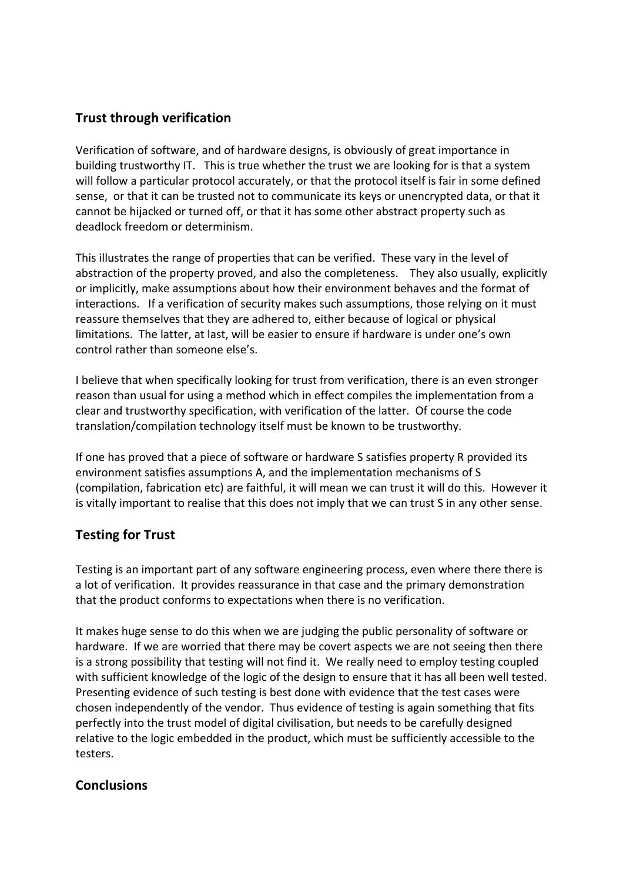## Trust through verification

Verification of software, and of hardware designs, is obviously of great importance in building trustworthy IT. This is true whether the trust we are looking for is that a system will follow a particular protocol accurately, or that the protocol itself is fair in some defined sense, or that it can be trusted not to communicate its keys or unencrypted data, or that it cannot be hijacked or turned off, or that it has some other abstract property such as deadlock freedom or determinism.

This illustrates the range of properties that can be verified. These vary in the level of abstraction of the property proved, and also the completeness. They also usually, explicitly or implicitly, make assumptions about how their environment behaves and the format of interactions. If a verification of security makes such assumptions, those relying on it must reassure themselves that they are adhered to, either because of logical or physical limitations. The latter, at last, will be easier to ensure if hardware is under one's own control rather than someone else's.

I believe that when specifically looking for trust from verification, there is an even stronger reason than usual for using a method which in effect compiles the implementation from a clear and trustworthy specification, with verification of the latter. Of course the code translation/compilation technology itself must be known to be trustworthy.

If one has proved that a piece of software or hardware S satisfies property R provided its environment satisfies assumptions A, and the implementation mechanisms of S (compilation, fabrication etc) are faithful, it will mean we can trust it will do this. However it is vitally important to realise that this does not imply that we can trust S in any other sense.

## Testing for Trust

Testing is an important part of any software engineering process, even where there there is a lot of verification. It provides reassurance in that case and the primary demonstration that the product conforms to expectations when there is no verification.

It makes huge sense to do this when we are judging the public personality of software or hardware. If we are worried that there may be covert aspects we are not seeing then there is a strong possibility that testing will not find it. We really need to employ testing coupled with sufficient knowledge of the logic of the design to ensure that it has all been well tested. Presenting evidence of such testing is best done with evidence that the test cases were chosen independently of the vendor. Thus evidence of testing is again something that fits perfectly into the trust model of digital civilisation, but needs to be carefully designed relative to the logic embedded in the product, which must be sufficiently accessible to the testers.

## Conclusions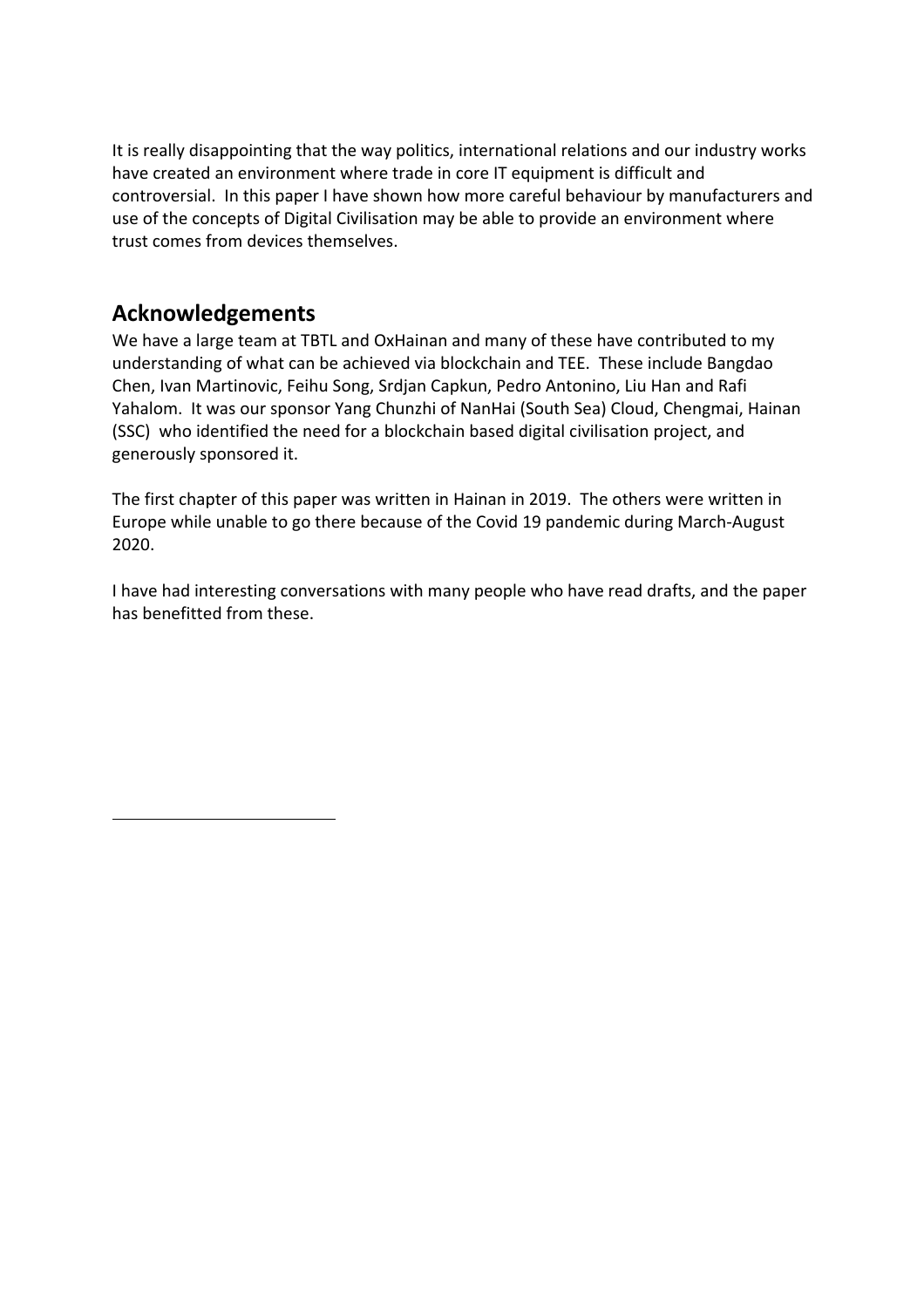It is really disappointing that the way politics, international relations and our industry works have created an environment where trade in core IT equipment is difficult and controversial. In this paper I have shown how more careful behaviour by manufacturers and use of the concepts of Digital Civilisation may be able to provide an environment where trust comes from devices themselves.

## Acknowledgements

We have a large team at TBTL and OxHainan and many of these have contributed to my understanding of what can be achieved via blockchain and TEE. These include Bangdao Chen, Ivan Martinovic, Feihu Song, Srdjan Capkun, Pedro Antonino, Liu Han and Rafi Yahalom. It was our sponsor Yang Chunzhi of NanHai (South Sea) Cloud, Chengmai, Hainan (SSC) who identified the need for a blockchain based digital civilisation project, and generously sponsored it.

The first chapter of this paper was written in Hainan in 2019. The others were written in Europe while unable to go there because of the Covid 19 pandemic during March-August 2020.

I have had interesting conversations with many people who have read drafts, and the paper has benefitted from these.